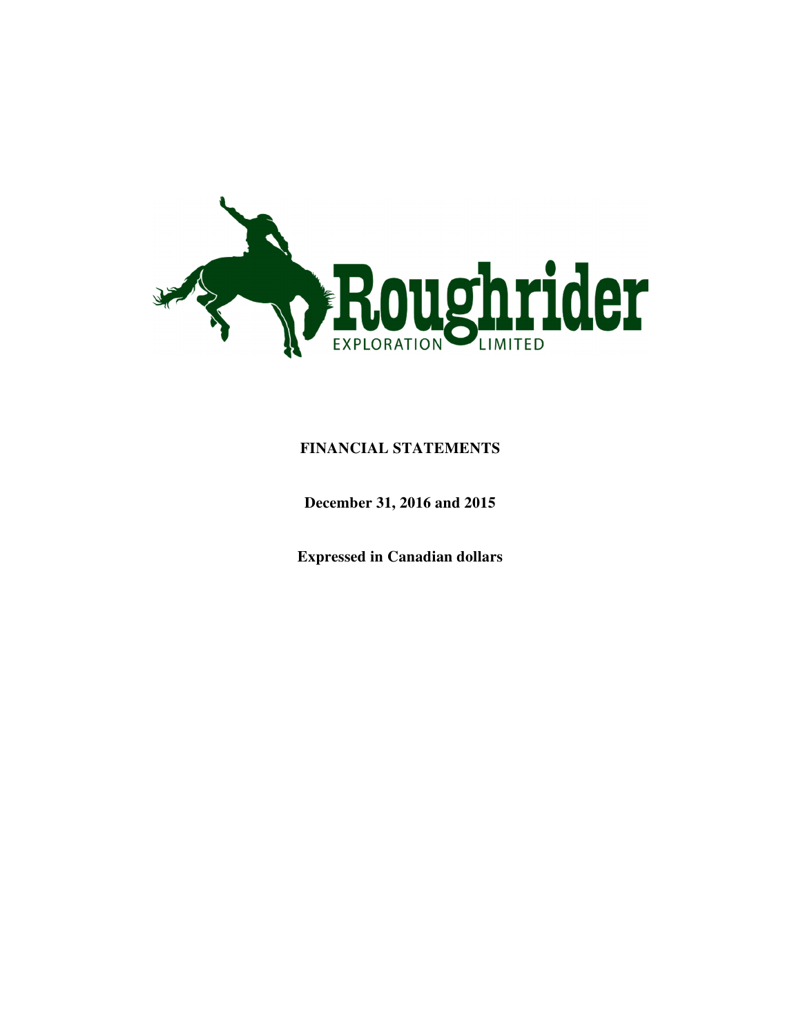Roughrider EXPLORATION LIMITED

**FINANCIAL STATEMENTS**

**December 31, 2016 and 2015**

**Expressed in Canadian dollars**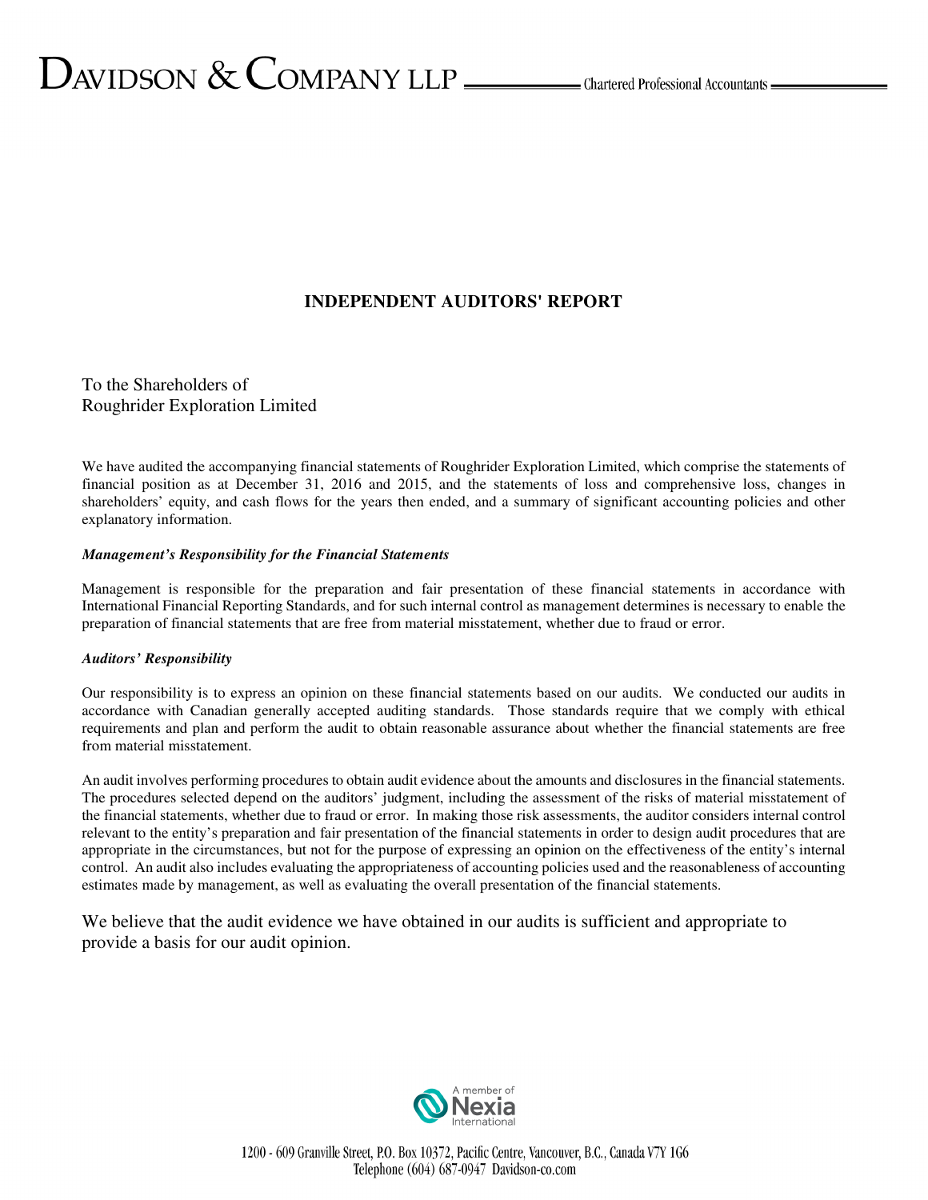# INDEPENDENT AUDITORS' REPORT

To the Shareholders of
Roughrider Exploration Limited

We have audited the accompanying financial statements of Roughrider Exploration Limited, which comprise the statements of financial position as at December 31, 2016 and 2015, and the statements of loss and comprehensive loss, changes in shareholders' equity, and cash flows for the years then ended, and a summary of significant accounting policies and other explanatory information.

***Management's Responsibility for the Financial Statements***

Management is responsible for the preparation and fair presentation of these financial statements in accordance with International Financial Reporting Standards, and for such internal control as management determines is necessary to enable the preparation of financial statements that are free from material misstatement, whether due to fraud or error.

***Auditors' Responsibility***

Our responsibility is to express an opinion on these financial statements based on our audits. We conducted our audits in accordance with Canadian generally accepted auditing standards. Those standards require that we comply with ethical requirements and plan and perform the audit to obtain reasonable assurance about whether the financial statements are free from material misstatement.

An audit involves performing procedures to obtain audit evidence about the amounts and disclosures in the financial statements. The procedures selected depend on the auditors' judgment, including the assessment of the risks of material misstatement of the financial statements, whether due to fraud or error. In making those risk assessments, the auditor considers internal control relevant to the entity's preparation and fair presentation of the financial statements in order to design audit procedures that are appropriate in the circumstances, but not for the purpose of expressing an opinion on the effectiveness of the entity's internal control. An audit also includes evaluating the appropriateness of accounting policies used and the reasonableness of accounting estimates made by management, as well as evaluating the overall presentation of the financial statements.

We believe that the audit evidence we have obtained in our audits is sufficient and appropriate to provide a basis for our audit opinion.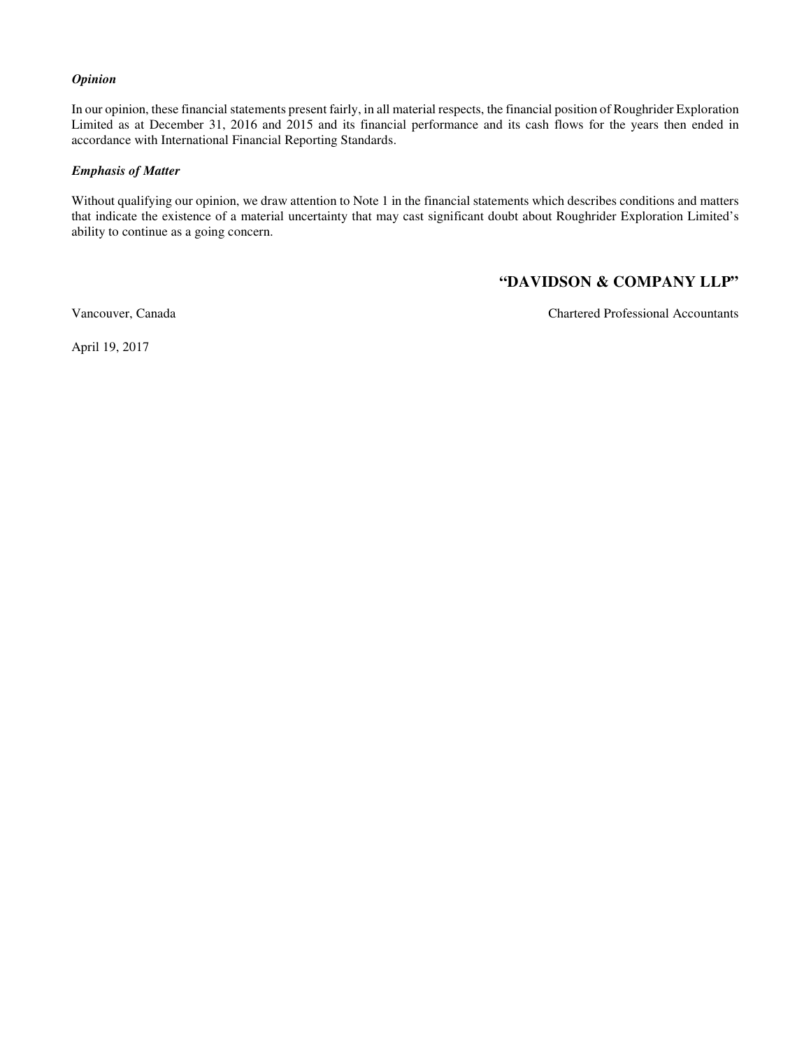***Opinion***

In our opinion, these financial statements present fairly, in all material respects, the financial position of Roughrider Exploration Limited as at December 31, 2016 and 2015 and its financial performance and its cash flows for the years then ended in accordance with International Financial Reporting Standards.

***Emphasis of Matter***

Without qualifying our opinion, we draw attention to Note 1 in the financial statements which describes conditions and matters that indicate the existence of a material uncertainty that may cast significant doubt about Roughrider Exploration Limited's ability to continue as a going concern.

**"DAVIDSON & COMPANY LLP"**

Vancouver, Canada

Chartered Professional Accountants

April 19, 2017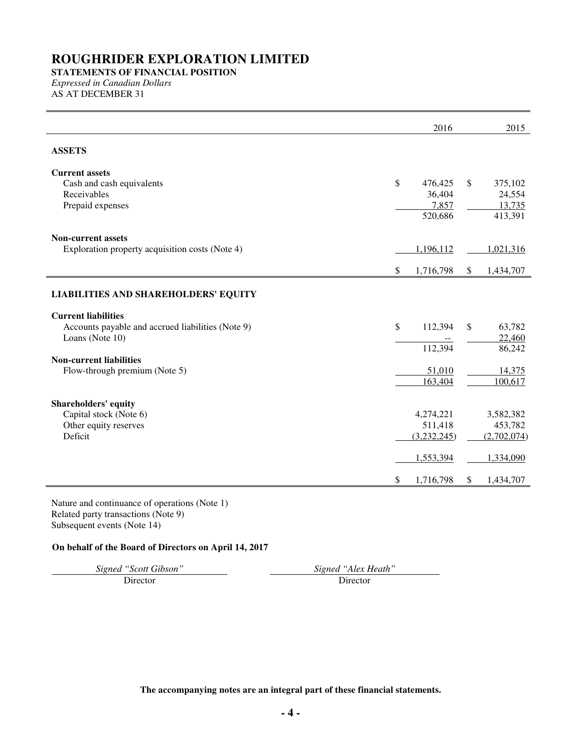# ROUGHRIDER EXPLORATION LIMITED

**STATEMENTS OF FINANCIAL POSITION**

*Expressed in Canadian Dollars*

AS AT DECEMBER 31

| | 2016 | 2015 |
|---|---|---|
| **ASSETS** | | |
| **Current assets** | | |
| Cash and cash equivalents | $ 476,425 | $ 375,102 |
| Receivables | 36,404 | 24,554 |
| Prepaid expenses | 7,857 | 13,735 |
| | 520,686 | 413,391 |
| **Non-current assets** | | |
| Exploration property acquisition costs (Note 4) | 1,196,112 | 1,021,316 |
| | $ 1,716,798 | $ 1,434,707 |
| **LIABILITIES AND SHAREHOLDERS' EQUITY** | | |
| **Current liabilities** | | |
| Accounts payable and accrued liabilities (Note 9) | $ 112,394 | $ 63,782 |
| Loans (Note 10) | -- | 22,460 |
| | 112,394 | 86,242 |
| **Non-current liabilities** | | |
| Flow-through premium (Note 5) | 51,010 | 14,375 |
| | 163,404 | 100,617 |
| **Shareholders' equity** | | |
| Capital stock (Note 6) | 4,274,221 | 3,582,382 |
| Other equity reserves | 511,418 | 453,782 |
| Deficit | (3,232,245) | (2,702,074) |
| | 1,553,394 | 1,334,090 |
| | $ 1,716,798 | $ 1,434,707 |

Nature and continuance of operations (Note 1)
Related party transactions (Note 9)
Subsequent events (Note 14)

**On behalf of the Board of Directors on April 14, 2017**

*Signed "Scott Gibson"* — Director

*Signed "Alex Heath"* — Director

**The accompanying notes are an integral part of these financial statements.**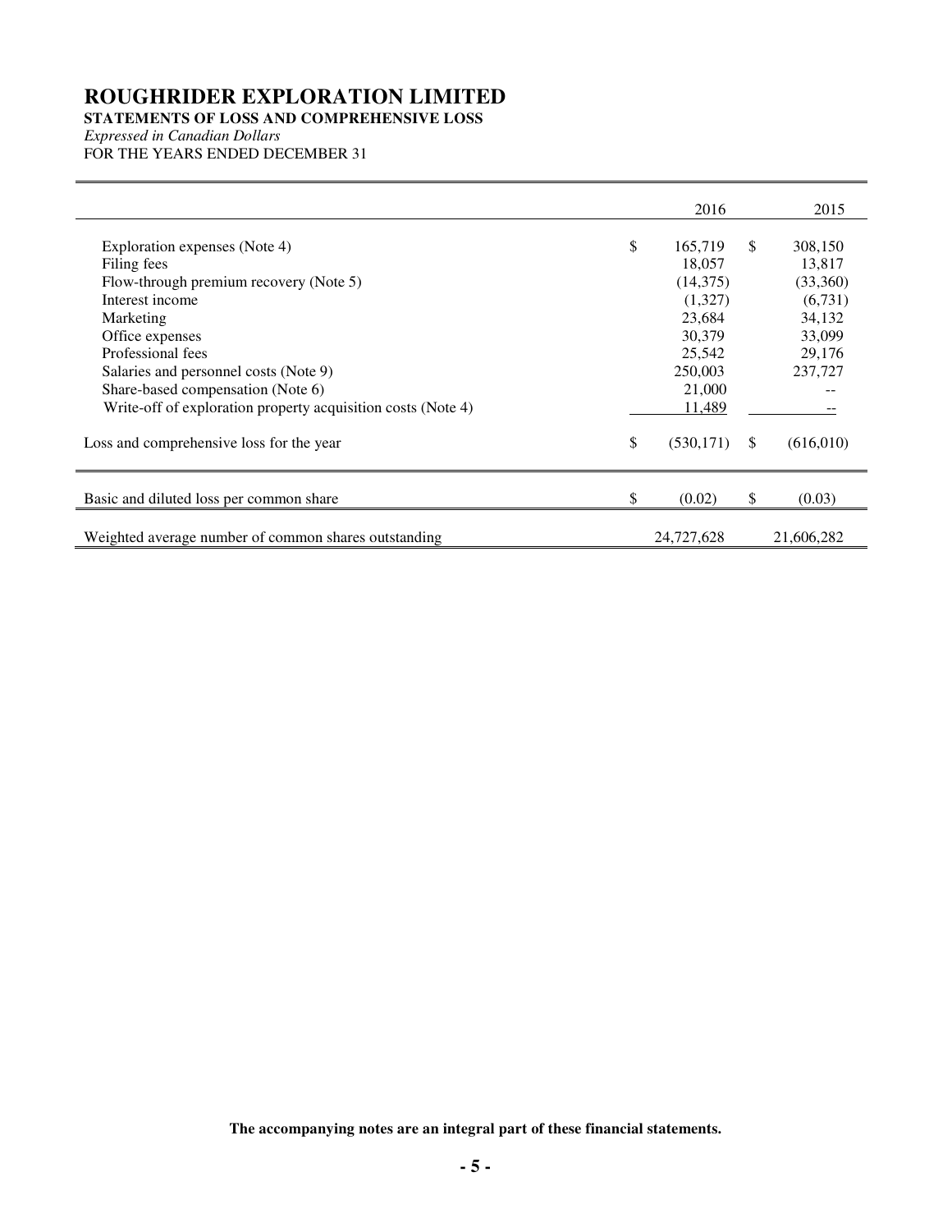# ROUGHRIDER EXPLORATION LIMITED

**STATEMENTS OF LOSS AND COMPREHENSIVE LOSS**

*Expressed in Canadian Dollars*

FOR THE YEARS ENDED DECEMBER 31

| | 2016 | 2015 |
|---|---|---|
| Exploration expenses (Note 4) | $ 165,719 | $ 308,150 |
| Filing fees | 18,057 | 13,817 |
| Flow-through premium recovery (Note 5) | (14,375) | (33,360) |
| Interest income | (1,327) | (6,731) |
| Marketing | 23,684 | 34,132 |
| Office expenses | 30,379 | 33,099 |
| Professional fees | 25,542 | 29,176 |
| Salaries and personnel costs (Note 9) | 250,003 | 237,727 |
| Share-based compensation (Note 6) | 21,000 | -- |
| Write-off of exploration property acquisition costs (Note 4) | 11,489 | -- |
| Loss and comprehensive loss for the year | $ (530,171) | $ (616,010) |
| Basic and diluted loss per common share | $ (0.02) | $ (0.03) |
| Weighted average number of common shares outstanding | 24,727,628 | 21,606,282 |

**The accompanying notes are an integral part of these financial statements.**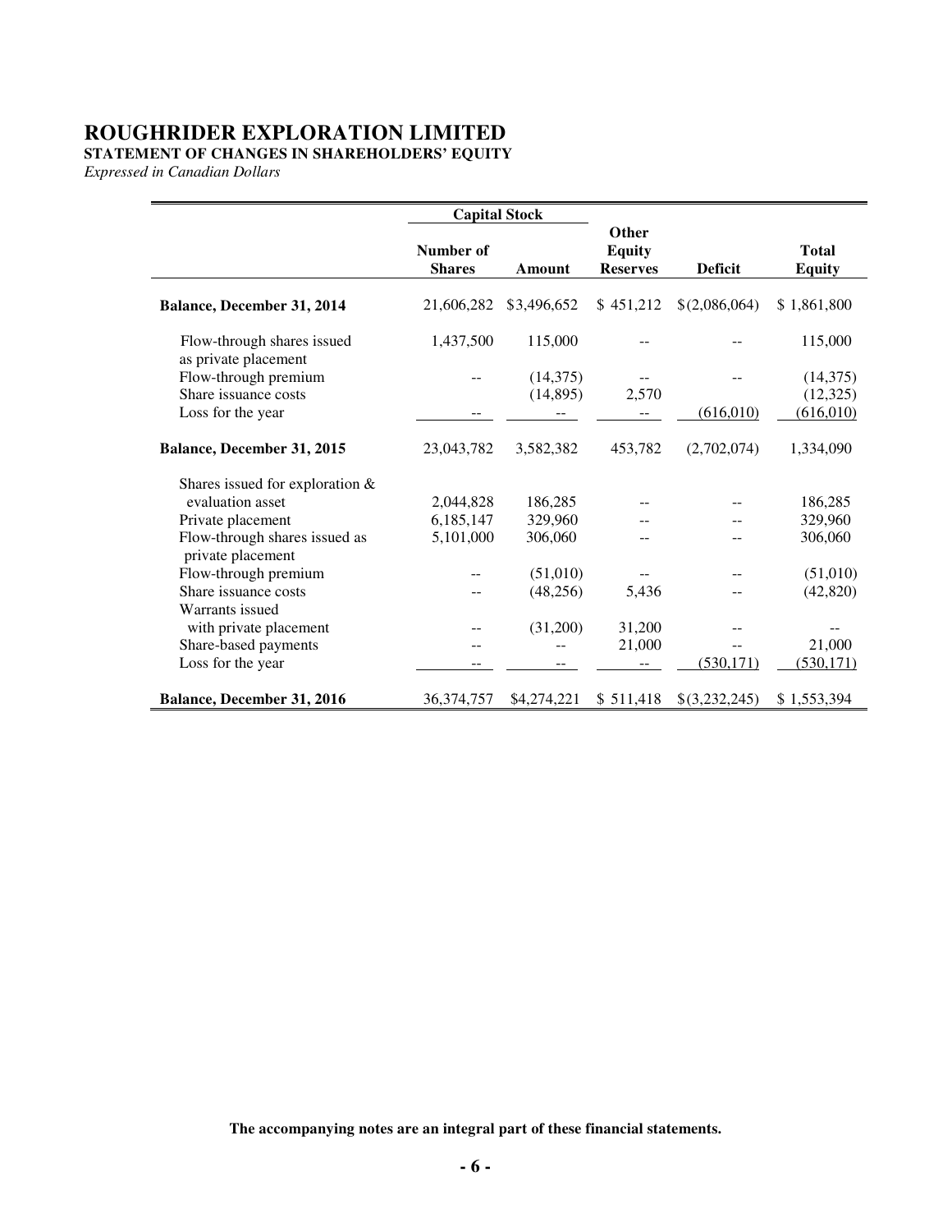# ROUGHRIDER EXPLORATION LIMITED

**STATEMENT OF CHANGES IN SHAREHOLDERS' EQUITY**

*Expressed in Canadian Dollars*

| | Capital Stock | | | | |
|---|---|---|---|---|---|
| | Number of Shares | Amount | Other Equity Reserves | Deficit | Total Equity |
| **Balance, December 31, 2014** | 21,606,282 | $3,496,652 | $ 451,212 | $(2,086,064) | $ 1,861,800 |
| Flow-through shares issued as private placement | 1,437,500 | 115,000 | -- | -- | 115,000 |
| Flow-through premium | -- | (14,375) | -- | -- | (14,375) |
| Share issuance costs | | (14,895) | 2,570 | | (12,325) |
| Loss for the year | -- | -- | -- | (616,010) | (616,010) |
| **Balance, December 31, 2015** | 23,043,782 | 3,582,382 | 453,782 | (2,702,074) | 1,334,090 |
| Shares issued for exploration & evaluation asset | 2,044,828 | 186,285 | -- | -- | 186,285 |
| Private placement | 6,185,147 | 329,960 | -- | -- | 329,960 |
| Flow-through shares issued as private placement | 5,101,000 | 306,060 | -- | -- | 306,060 |
| Flow-through premium | -- | (51,010) | -- | -- | (51,010) |
| Share issuance costs | -- | (48,256) | 5,436 | -- | (42,820) |
| Warrants issued with private placement | -- | (31,200) | 31,200 | -- | -- |
| Share-based payments | -- | -- | 21,000 | -- | 21,000 |
| Loss for the year | -- | -- | -- | (530,171) | (530,171) |
| **Balance, December 31, 2016** | 36,374,757 | $4,274,221 | $ 511,418 | $(3,232,245) | $ 1,553,394 |

**The accompanying notes are an integral part of these financial statements.**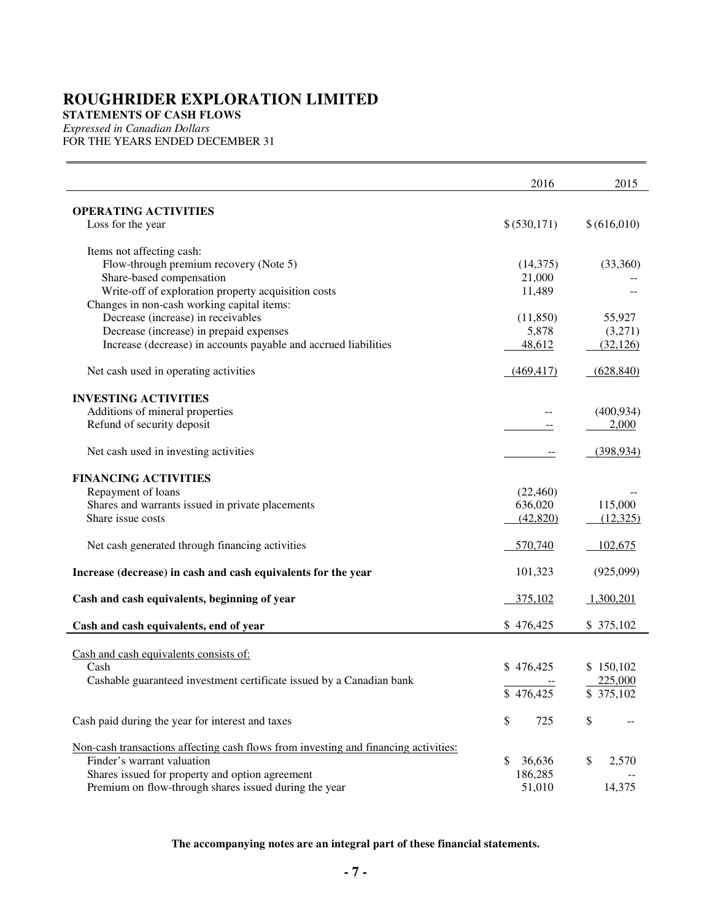# ROUGHRIDER EXPLORATION LIMITED

**STATEMENTS OF CASH FLOWS**

*Expressed in Canadian Dollars*

FOR THE YEARS ENDED DECEMBER 31

| | 2016 | 2015 |
|---|---|---|
| **OPERATING ACTIVITIES** | | |
| Loss for the year | $ (530,171) | $ (616,010) |
| Items not affecting cash: | | |
| Flow-through premium recovery (Note 5) | (14,375) | (33,360) |
| Share-based compensation | 21,000 | -- |
| Write-off of exploration property acquisition costs | 11,489 | -- |
| Changes in non-cash working capital items: | | |
| Decrease (increase) in receivables | (11,850) | 55,927 |
| Decrease (increase) in prepaid expenses | 5,878 | (3,271) |
| Increase (decrease) in accounts payable and accrued liabilities | 48,612 | (32,126) |
| Net cash used in operating activities | (469,417) | (628,840) |
| **INVESTING ACTIVITIES** | | |
| Additions of mineral properties | -- | (400,934) |
| Refund of security deposit | -- | 2,000 |
| Net cash used in investing activities | -- | (398,934) |
| **FINANCING ACTIVITIES** | | |
| Repayment of loans | (22,460) | -- |
| Shares and warrants issued in private placements | 636,020 | 115,000 |
| Share issue costs | (42,820) | (12,325) |
| Net cash generated through financing activities | 570,740 | 102,675 |
| **Increase (decrease) in cash and cash equivalents for the year** | 101,323 | (925,099) |
| **Cash and cash equivalents, beginning of year** | 375,102 | 1,300,201 |
| **Cash and cash equivalents, end of year** | $ 476,425 | $ 375,102 |
| Cash and cash equivalents consists of: | | |
| Cash | $ 476,425 | $ 150,102 |
| Cashable guaranteed investment certificate issued by a Canadian bank | -- | 225,000 |
| | $ 476,425 | $ 375,102 |
| Cash paid during the year for interest and taxes | $ 725 | $ -- |
| Non-cash transactions affecting cash flows from investing and financing activities: | | |
| Finder's warrant valuation | $ 36,636 | $ 2,570 |
| Shares issued for property and option agreement | 186,285 | -- |
| Premium on flow-through shares issued during the year | 51,010 | 14,375 |

**The accompanying notes are an integral part of these financial statements.**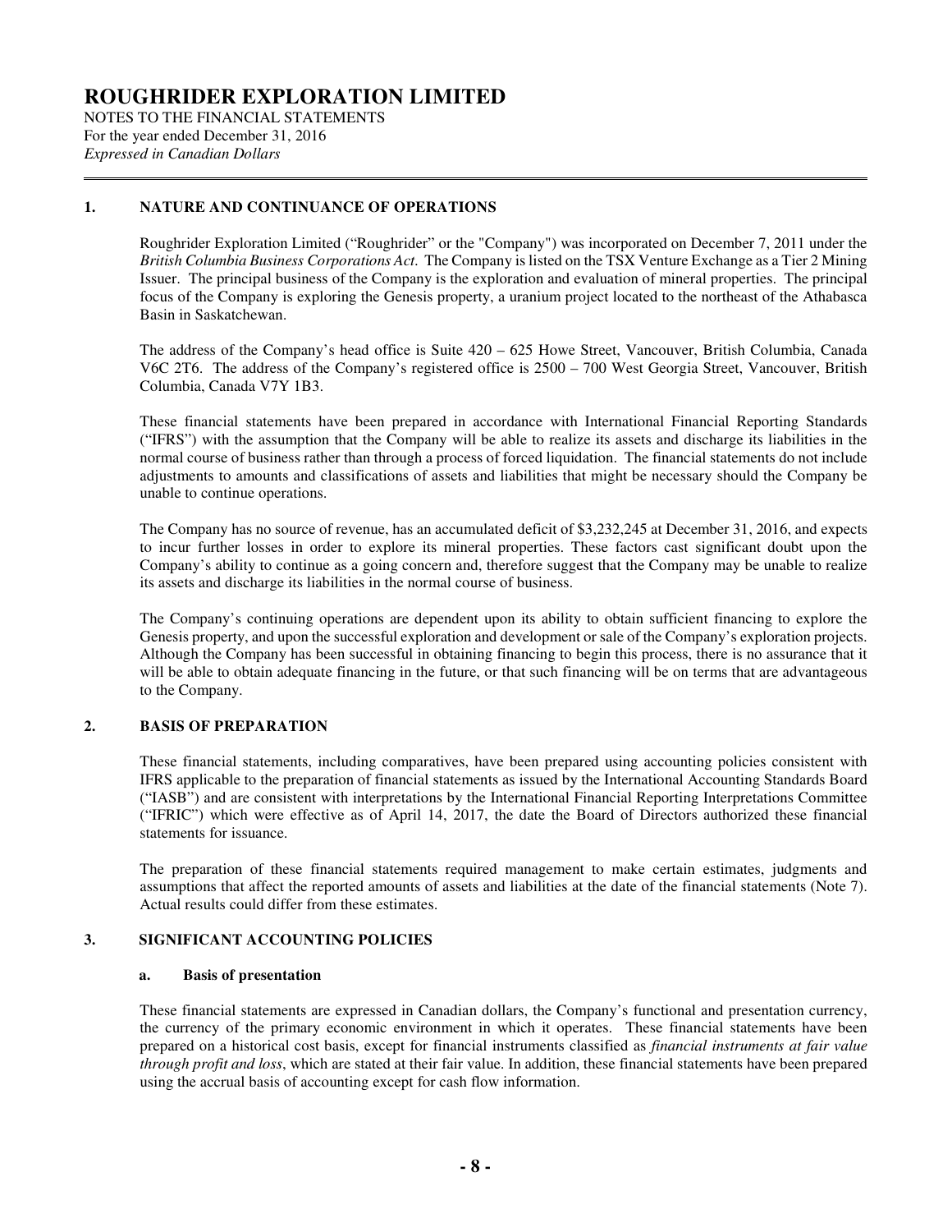# ROUGHRIDER EXPLORATION LIMITED

NOTES TO THE FINANCIAL STATEMENTS
For the year ended December 31, 2016
*Expressed in Canadian Dollars*

## 1. NATURE AND CONTINUANCE OF OPERATIONS

Roughrider Exploration Limited ("Roughrider" or the "Company") was incorporated on December 7, 2011 under the *British Columbia Business Corporations Act*. The Company is listed on the TSX Venture Exchange as a Tier 2 Mining Issuer. The principal business of the Company is the exploration and evaluation of mineral properties. The principal focus of the Company is exploring the Genesis property, a uranium project located to the northeast of the Athabasca Basin in Saskatchewan.

The address of the Company's head office is Suite 420 – 625 Howe Street, Vancouver, British Columbia, Canada V6C 2T6. The address of the Company's registered office is 2500 – 700 West Georgia Street, Vancouver, British Columbia, Canada V7Y 1B3.

These financial statements have been prepared in accordance with International Financial Reporting Standards ("IFRS") with the assumption that the Company will be able to realize its assets and discharge its liabilities in the normal course of business rather than through a process of forced liquidation. The financial statements do not include adjustments to amounts and classifications of assets and liabilities that might be necessary should the Company be unable to continue operations.

The Company has no source of revenue, has an accumulated deficit of $3,232,245 at December 31, 2016, and expects to incur further losses in order to explore its mineral properties. These factors cast significant doubt upon the Company's ability to continue as a going concern and, therefore suggest that the Company may be unable to realize its assets and discharge its liabilities in the normal course of business.

The Company's continuing operations are dependent upon its ability to obtain sufficient financing to explore the Genesis property, and upon the successful exploration and development or sale of the Company's exploration projects. Although the Company has been successful in obtaining financing to begin this process, there is no assurance that it will be able to obtain adequate financing in the future, or that such financing will be on terms that are advantageous to the Company.

## 2. BASIS OF PREPARATION

These financial statements, including comparatives, have been prepared using accounting policies consistent with IFRS applicable to the preparation of financial statements as issued by the International Accounting Standards Board ("IASB") and are consistent with interpretations by the International Financial Reporting Interpretations Committee ("IFRIC") which were effective as of April 14, 2017, the date the Board of Directors authorized these financial statements for issuance.

The preparation of these financial statements required management to make certain estimates, judgments and assumptions that affect the reported amounts of assets and liabilities at the date of the financial statements (Note 7). Actual results could differ from these estimates.

## 3. SIGNIFICANT ACCOUNTING POLICIES

### a. Basis of presentation

These financial statements are expressed in Canadian dollars, the Company's functional and presentation currency, the currency of the primary economic environment in which it operates. These financial statements have been prepared on a historical cost basis, except for financial instruments classified as *financial instruments at fair value through profit and loss*, which are stated at their fair value. In addition, these financial statements have been prepared using the accrual basis of accounting except for cash flow information.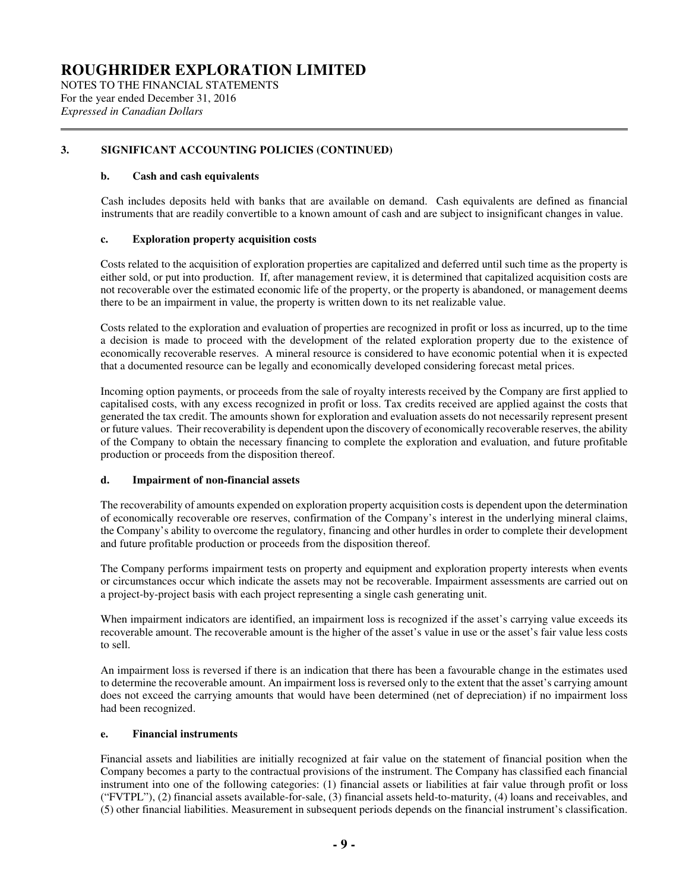## 3. SIGNIFICANT ACCOUNTING POLICIES (CONTINUED)

### b. Cash and cash equivalents

Cash includes deposits held with banks that are available on demand. Cash equivalents are defined as financial instruments that are readily convertible to a known amount of cash and are subject to insignificant changes in value.

### c. Exploration property acquisition costs

Costs related to the acquisition of exploration properties are capitalized and deferred until such time as the property is either sold, or put into production. If, after management review, it is determined that capitalized acquisition costs are not recoverable over the estimated economic life of the property, or the property is abandoned, or management deems there to be an impairment in value, the property is written down to its net realizable value.

Costs related to the exploration and evaluation of properties are recognized in profit or loss as incurred, up to the time a decision is made to proceed with the development of the related exploration property due to the existence of economically recoverable reserves. A mineral resource is considered to have economic potential when it is expected that a documented resource can be legally and economically developed considering forecast metal prices.

Incoming option payments, or proceeds from the sale of royalty interests received by the Company are first applied to capitalised costs, with any excess recognized in profit or loss. Tax credits received are applied against the costs that generated the tax credit. The amounts shown for exploration and evaluation assets do not necessarily represent present or future values. Their recoverability is dependent upon the discovery of economically recoverable reserves, the ability of the Company to obtain the necessary financing to complete the exploration and evaluation, and future profitable production or proceeds from the disposition thereof.

### d. Impairment of non-financial assets

The recoverability of amounts expended on exploration property acquisition costs is dependent upon the determination of economically recoverable ore reserves, confirmation of the Company's interest in the underlying mineral claims, the Company's ability to overcome the regulatory, financing and other hurdles in order to complete their development and future profitable production or proceeds from the disposition thereof.

The Company performs impairment tests on property and equipment and exploration property interests when events or circumstances occur which indicate the assets may not be recoverable. Impairment assessments are carried out on a project-by-project basis with each project representing a single cash generating unit.

When impairment indicators are identified, an impairment loss is recognized if the asset's carrying value exceeds its recoverable amount. The recoverable amount is the higher of the asset's value in use or the asset's fair value less costs to sell.

An impairment loss is reversed if there is an indication that there has been a favourable change in the estimates used to determine the recoverable amount. An impairment loss is reversed only to the extent that the asset's carrying amount does not exceed the carrying amounts that would have been determined (net of depreciation) if no impairment loss had been recognized.

### e. Financial instruments

Financial assets and liabilities are initially recognized at fair value on the statement of financial position when the Company becomes a party to the contractual provisions of the instrument. The Company has classified each financial instrument into one of the following categories: (1) financial assets or liabilities at fair value through profit or loss ("FVTPL"), (2) financial assets available-for-sale, (3) financial assets held-to-maturity, (4) loans and receivables, and (5) other financial liabilities. Measurement in subsequent periods depends on the financial instrument's classification.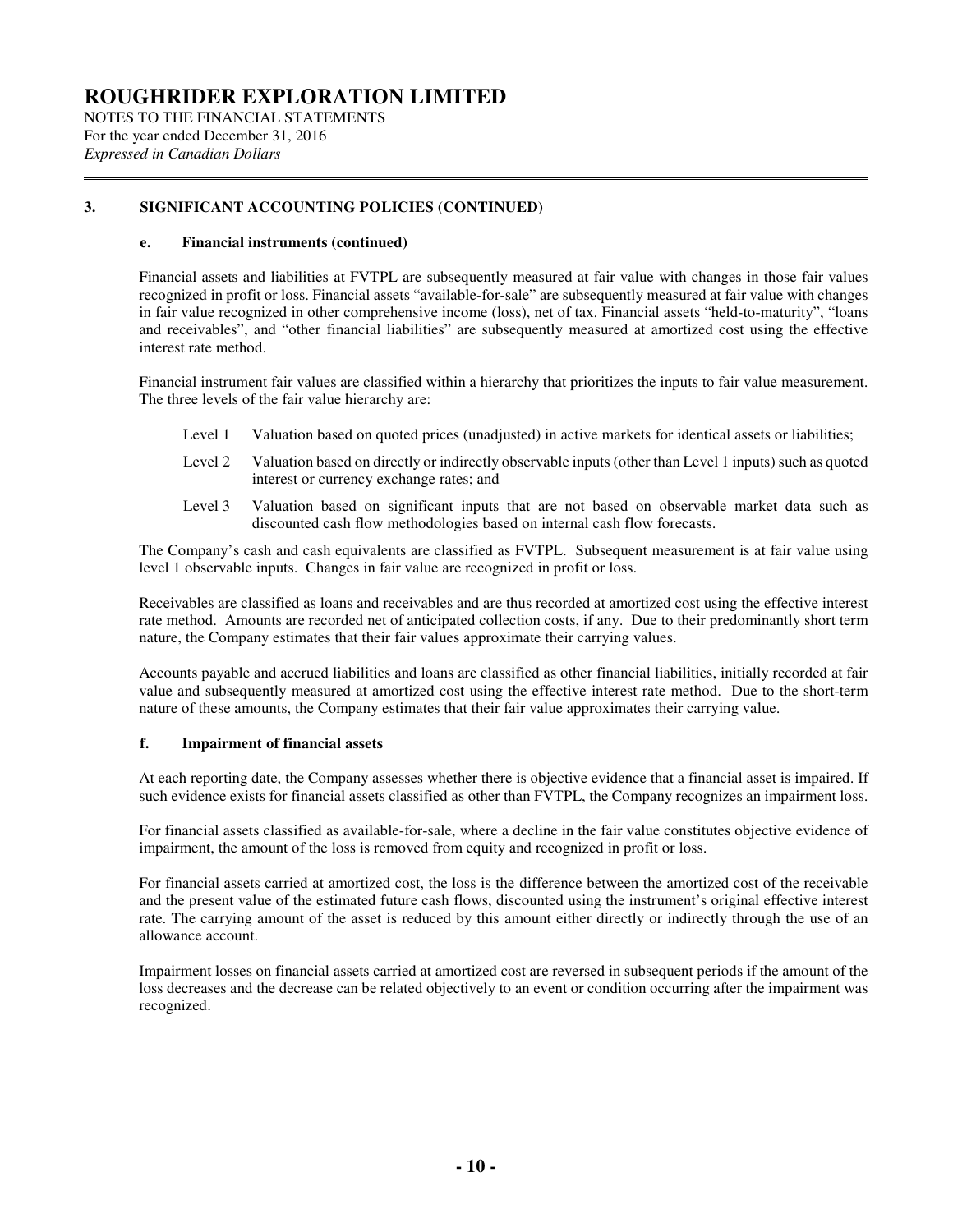## 3. SIGNIFICANT ACCOUNTING POLICIES (CONTINUED)

### e. Financial instruments (continued)

Financial assets and liabilities at FVTPL are subsequently measured at fair value with changes in those fair values recognized in profit or loss. Financial assets "available-for-sale" are subsequently measured at fair value with changes in fair value recognized in other comprehensive income (loss), net of tax. Financial assets "held-to-maturity", "loans and receivables", and "other financial liabilities" are subsequently measured at amortized cost using the effective interest rate method.

Financial instrument fair values are classified within a hierarchy that prioritizes the inputs to fair value measurement. The three levels of the fair value hierarchy are:

- Level 1 Valuation based on quoted prices (unadjusted) in active markets for identical assets or liabilities;
- Level 2 Valuation based on directly or indirectly observable inputs (other than Level 1 inputs) such as quoted interest or currency exchange rates; and
- Level 3 Valuation based on significant inputs that are not based on observable market data such as discounted cash flow methodologies based on internal cash flow forecasts.

The Company's cash and cash equivalents are classified as FVTPL. Subsequent measurement is at fair value using level 1 observable inputs. Changes in fair value are recognized in profit or loss.

Receivables are classified as loans and receivables and are thus recorded at amortized cost using the effective interest rate method. Amounts are recorded net of anticipated collection costs, if any. Due to their predominantly short term nature, the Company estimates that their fair values approximate their carrying values.

Accounts payable and accrued liabilities and loans are classified as other financial liabilities, initially recorded at fair value and subsequently measured at amortized cost using the effective interest rate method. Due to the short-term nature of these amounts, the Company estimates that their fair value approximates their carrying value.

### f. Impairment of financial assets

At each reporting date, the Company assesses whether there is objective evidence that a financial asset is impaired. If such evidence exists for financial assets classified as other than FVTPL, the Company recognizes an impairment loss.

For financial assets classified as available-for-sale, where a decline in the fair value constitutes objective evidence of impairment, the amount of the loss is removed from equity and recognized in profit or loss.

For financial assets carried at amortized cost, the loss is the difference between the amortized cost of the receivable and the present value of the estimated future cash flows, discounted using the instrument's original effective interest rate. The carrying amount of the asset is reduced by this amount either directly or indirectly through the use of an allowance account.

Impairment losses on financial assets carried at amortized cost are reversed in subsequent periods if the amount of the loss decreases and the decrease can be related objectively to an event or condition occurring after the impairment was recognized.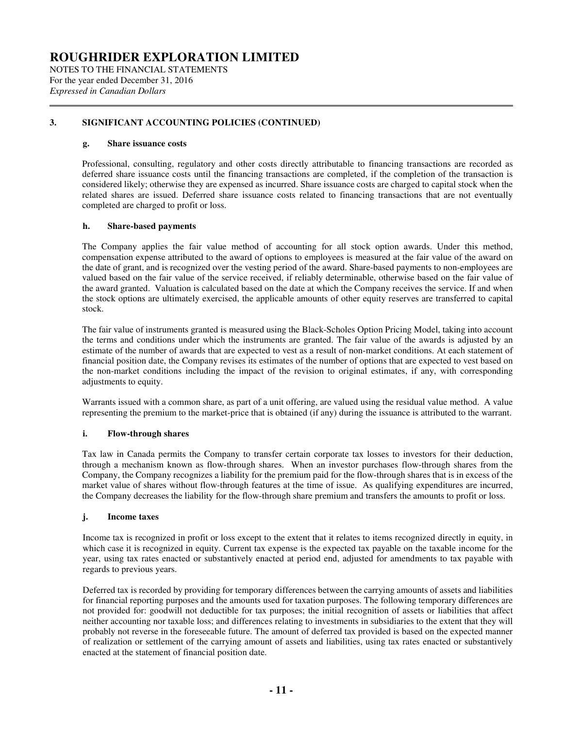## 3. SIGNIFICANT ACCOUNTING POLICIES (CONTINUED)

### g. Share issuance costs

Professional, consulting, regulatory and other costs directly attributable to financing transactions are recorded as deferred share issuance costs until the financing transactions are completed, if the completion of the transaction is considered likely; otherwise they are expensed as incurred. Share issuance costs are charged to capital stock when the related shares are issued. Deferred share issuance costs related to financing transactions that are not eventually completed are charged to profit or loss.

### h. Share-based payments

The Company applies the fair value method of accounting for all stock option awards. Under this method, compensation expense attributed to the award of options to employees is measured at the fair value of the award on the date of grant, and is recognized over the vesting period of the award. Share-based payments to non-employees are valued based on the fair value of the service received, if reliably determinable, otherwise based on the fair value of the award granted. Valuation is calculated based on the date at which the Company receives the service. If and when the stock options are ultimately exercised, the applicable amounts of other equity reserves are transferred to capital stock.

The fair value of instruments granted is measured using the Black-Scholes Option Pricing Model, taking into account the terms and conditions under which the instruments are granted. The fair value of the awards is adjusted by an estimate of the number of awards that are expected to vest as a result of non-market conditions. At each statement of financial position date, the Company revises its estimates of the number of options that are expected to vest based on the non-market conditions including the impact of the revision to original estimates, if any, with corresponding adjustments to equity.

Warrants issued with a common share, as part of a unit offering, are valued using the residual value method. A value representing the premium to the market-price that is obtained (if any) during the issuance is attributed to the warrant.

### i. Flow-through shares

Tax law in Canada permits the Company to transfer certain corporate tax losses to investors for their deduction, through a mechanism known as flow-through shares. When an investor purchases flow-through shares from the Company, the Company recognizes a liability for the premium paid for the flow-through shares that is in excess of the market value of shares without flow-through features at the time of issue. As qualifying expenditures are incurred, the Company decreases the liability for the flow-through share premium and transfers the amounts to profit or loss.

### j. Income taxes

Income tax is recognized in profit or loss except to the extent that it relates to items recognized directly in equity, in which case it is recognized in equity. Current tax expense is the expected tax payable on the taxable income for the year, using tax rates enacted or substantively enacted at period end, adjusted for amendments to tax payable with regards to previous years.

Deferred tax is recorded by providing for temporary differences between the carrying amounts of assets and liabilities for financial reporting purposes and the amounts used for taxation purposes. The following temporary differences are not provided for: goodwill not deductible for tax purposes; the initial recognition of assets or liabilities that affect neither accounting nor taxable loss; and differences relating to investments in subsidiaries to the extent that they will probably not reverse in the foreseeable future. The amount of deferred tax provided is based on the expected manner of realization or settlement of the carrying amount of assets and liabilities, using tax rates enacted or substantively enacted at the statement of financial position date.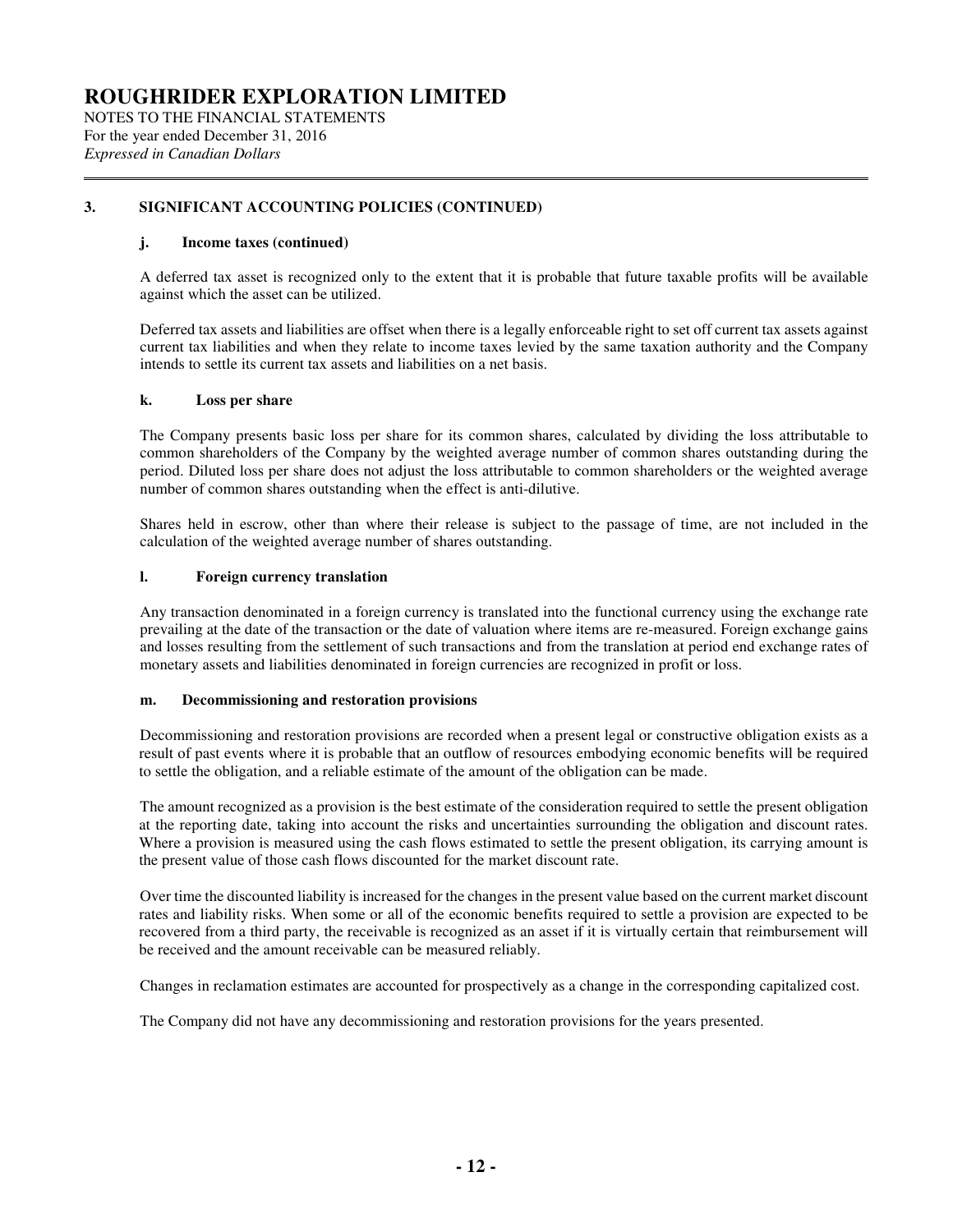## 3. SIGNIFICANT ACCOUNTING POLICIES (CONTINUED)

### j. Income taxes (continued)

A deferred tax asset is recognized only to the extent that it is probable that future taxable profits will be available against which the asset can be utilized.

Deferred tax assets and liabilities are offset when there is a legally enforceable right to set off current tax assets against current tax liabilities and when they relate to income taxes levied by the same taxation authority and the Company intends to settle its current tax assets and liabilities on a net basis.

### k. Loss per share

The Company presents basic loss per share for its common shares, calculated by dividing the loss attributable to common shareholders of the Company by the weighted average number of common shares outstanding during the period. Diluted loss per share does not adjust the loss attributable to common shareholders or the weighted average number of common shares outstanding when the effect is anti-dilutive.

Shares held in escrow, other than where their release is subject to the passage of time, are not included in the calculation of the weighted average number of shares outstanding.

### l. Foreign currency translation

Any transaction denominated in a foreign currency is translated into the functional currency using the exchange rate prevailing at the date of the transaction or the date of valuation where items are re-measured. Foreign exchange gains and losses resulting from the settlement of such transactions and from the translation at period end exchange rates of monetary assets and liabilities denominated in foreign currencies are recognized in profit or loss.

### m. Decommissioning and restoration provisions

Decommissioning and restoration provisions are recorded when a present legal or constructive obligation exists as a result of past events where it is probable that an outflow of resources embodying economic benefits will be required to settle the obligation, and a reliable estimate of the amount of the obligation can be made.

The amount recognized as a provision is the best estimate of the consideration required to settle the present obligation at the reporting date, taking into account the risks and uncertainties surrounding the obligation and discount rates. Where a provision is measured using the cash flows estimated to settle the present obligation, its carrying amount is the present value of those cash flows discounted for the market discount rate.

Over time the discounted liability is increased for the changes in the present value based on the current market discount rates and liability risks. When some or all of the economic benefits required to settle a provision are expected to be recovered from a third party, the receivable is recognized as an asset if it is virtually certain that reimbursement will be received and the amount receivable can be measured reliably.

Changes in reclamation estimates are accounted for prospectively as a change in the corresponding capitalized cost.

The Company did not have any decommissioning and restoration provisions for the years presented.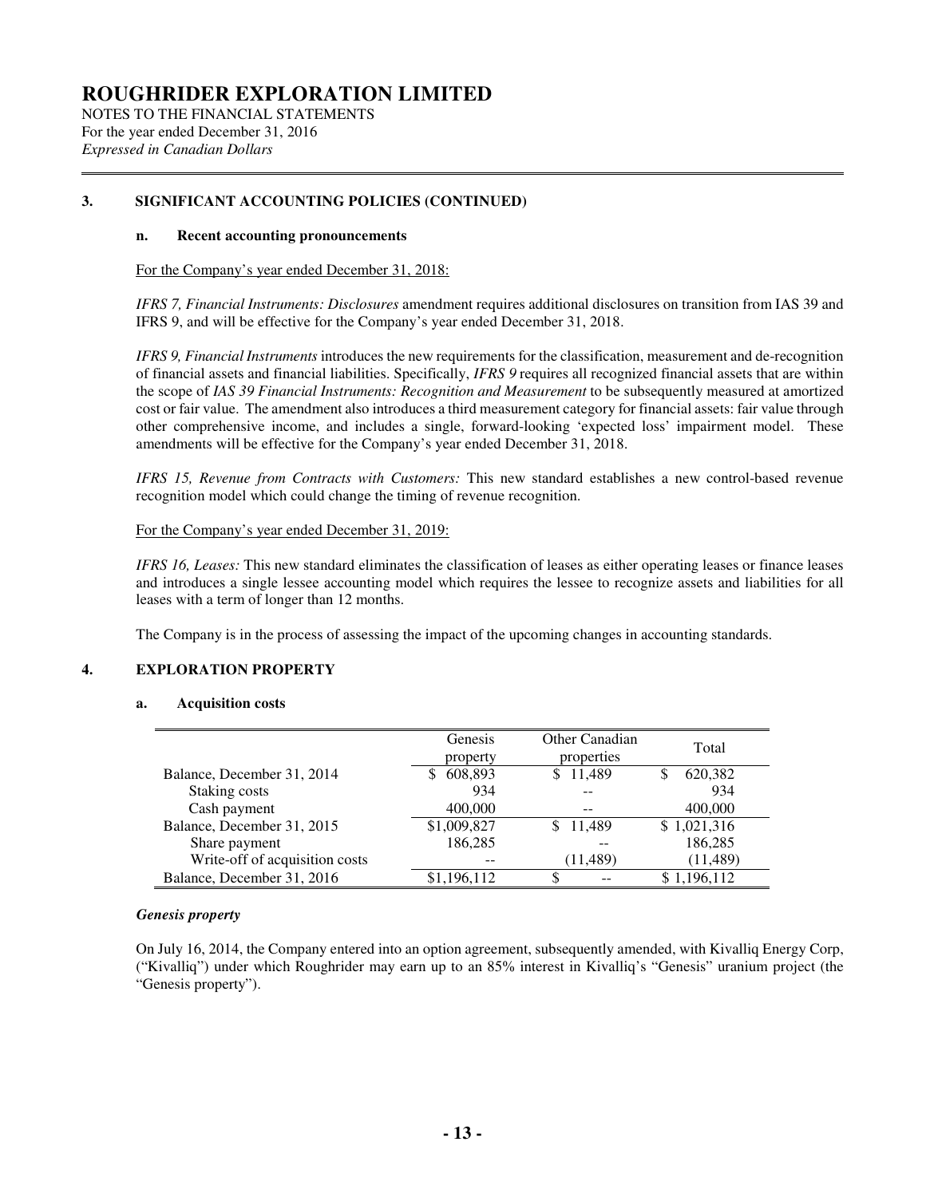# ROUGHRIDER EXPLORATION LIMITED

NOTES TO THE FINANCIAL STATEMENTS
For the year ended December 31, 2016
*Expressed in Canadian Dollars*

## 3. SIGNIFICANT ACCOUNTING POLICIES (CONTINUED)

### n. Recent accounting pronouncements

For the Company's year ended December 31, 2018:

*IFRS 7, Financial Instruments: Disclosures* amendment requires additional disclosures on transition from IAS 39 and IFRS 9, and will be effective for the Company's year ended December 31, 2018.

*IFRS 9, Financial Instruments* introduces the new requirements for the classification, measurement and de-recognition of financial assets and financial liabilities. Specifically, *IFRS 9* requires all recognized financial assets that are within the scope of *IAS 39 Financial Instruments: Recognition and Measurement* to be subsequently measured at amortized cost or fair value. The amendment also introduces a third measurement category for financial assets: fair value through other comprehensive income, and includes a single, forward-looking 'expected loss' impairment model. These amendments will be effective for the Company's year ended December 31, 2018.

*IFRS 15, Revenue from Contracts with Customers:* This new standard establishes a new control-based revenue recognition model which could change the timing of revenue recognition.

For the Company's year ended December 31, 2019:

*IFRS 16, Leases:* This new standard eliminates the classification of leases as either operating leases or finance leases and introduces a single lessee accounting model which requires the lessee to recognize assets and liabilities for all leases with a term of longer than 12 months.

The Company is in the process of assessing the impact of the upcoming changes in accounting standards.

## 4. EXPLORATION PROPERTY

### a. Acquisition costs

| | Genesis property | Other Canadian properties | Total |
|---|---|---|---|
| Balance, December 31, 2014 | $ 608,893 | $ 11,489 | $ 620,382 |
| Staking costs | 934 | -- | 934 |
| Cash payment | 400,000 | -- | 400,000 |
| Balance, December 31, 2015 | $1,009,827 | $ 11,489 | $ 1,021,316 |
| Share payment | 186,285 | -- | 186,285 |
| Write-off of acquisition costs | -- | (11,489) | (11,489) |
| Balance, December 31, 2016 | $1,196,112 | $ -- | $ 1,196,112 |

***Genesis property***

On July 16, 2014, the Company entered into an option agreement, subsequently amended, with Kivalliq Energy Corp, ("Kivalliq") under which Roughrider may earn up to an 85% interest in Kivalliq's "Genesis" uranium project (the "Genesis property").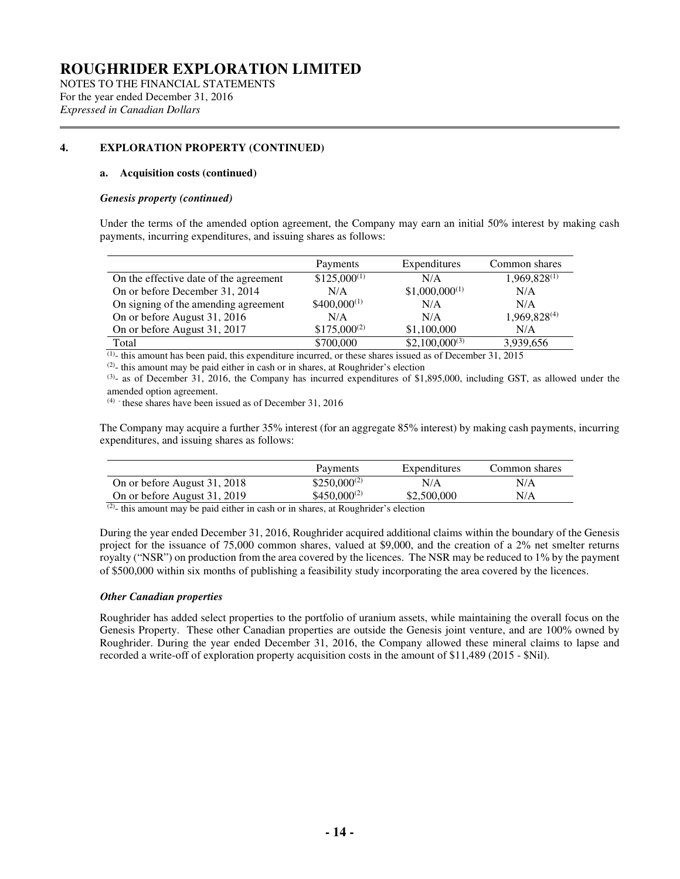# ROUGHRIDER EXPLORATION LIMITED

NOTES TO THE FINANCIAL STATEMENTS
For the year ended December 31, 2016
*Expressed in Canadian Dollars*

## 4. EXPLORATION PROPERTY (CONTINUED)

### a. Acquisition costs (continued)

***Genesis property (continued)***

Under the terms of the amended option agreement, the Company may earn an initial 50% interest by making cash payments, incurring expenditures, and issuing shares as follows:

| | Payments | Expenditures | Common shares |
|---|---|---|---|
| On the effective date of the agreement | $125,000[(1)] | N/A | 1,969,828[(1)] |
| On or before December 31, 2014 | N/A | $1,000,000[(1)] | N/A |
| On signing of the amending agreement | $400,000[(1)] | N/A | N/A |
| On or before August 31, 2016 | N/A | N/A | 1,969,828[(4)] |
| On or before August 31, 2017 | $175,000[(2)] | $1,100,000 | N/A |
| Total | $700,000 | $2,100,000[(3)] | 3,939,656 |

[(1)]- this amount has been paid, this expenditure incurred, or these shares issued as of December 31, 2015

[(2)]- this amount may be paid either in cash or in shares, at Roughrider's election

[(3)]- as of December 31, 2016, the Company has incurred expenditures of $1,895,000, including GST, as allowed under the amended option agreement.

[(4)] - these shares have been issued as of December 31, 2016

The Company may acquire a further 35% interest (for an aggregate 85% interest) by making cash payments, incurring expenditures, and issuing shares as follows:

| | Payments | Expenditures | Common shares |
|---|---|---|---|
| On or before August 31, 2018 | $250,000[(2)] | N/A | N/A |
| On or before August 31, 2019 | $450,000[(2)] | $2,500,000 | N/A |

[(2)]- this amount may be paid either in cash or in shares, at Roughrider's election

During the year ended December 31, 2016, Roughrider acquired additional claims within the boundary of the Genesis project for the issuance of 75,000 common shares, valued at $9,000, and the creation of a 2% net smelter returns royalty ("NSR") on production from the area covered by the licences. The NSR may be reduced to 1% by the payment of $500,000 within six months of publishing a feasibility study incorporating the area covered by the licences.

***Other Canadian properties***

Roughrider has added select properties to the portfolio of uranium assets, while maintaining the overall focus on the Genesis Property. These other Canadian properties are outside the Genesis joint venture, and are 100% owned by Roughrider. During the year ended December 31, 2016, the Company allowed these mineral claims to lapse and recorded a write-off of exploration property acquisition costs in the amount of $11,489 (2015 - $Nil).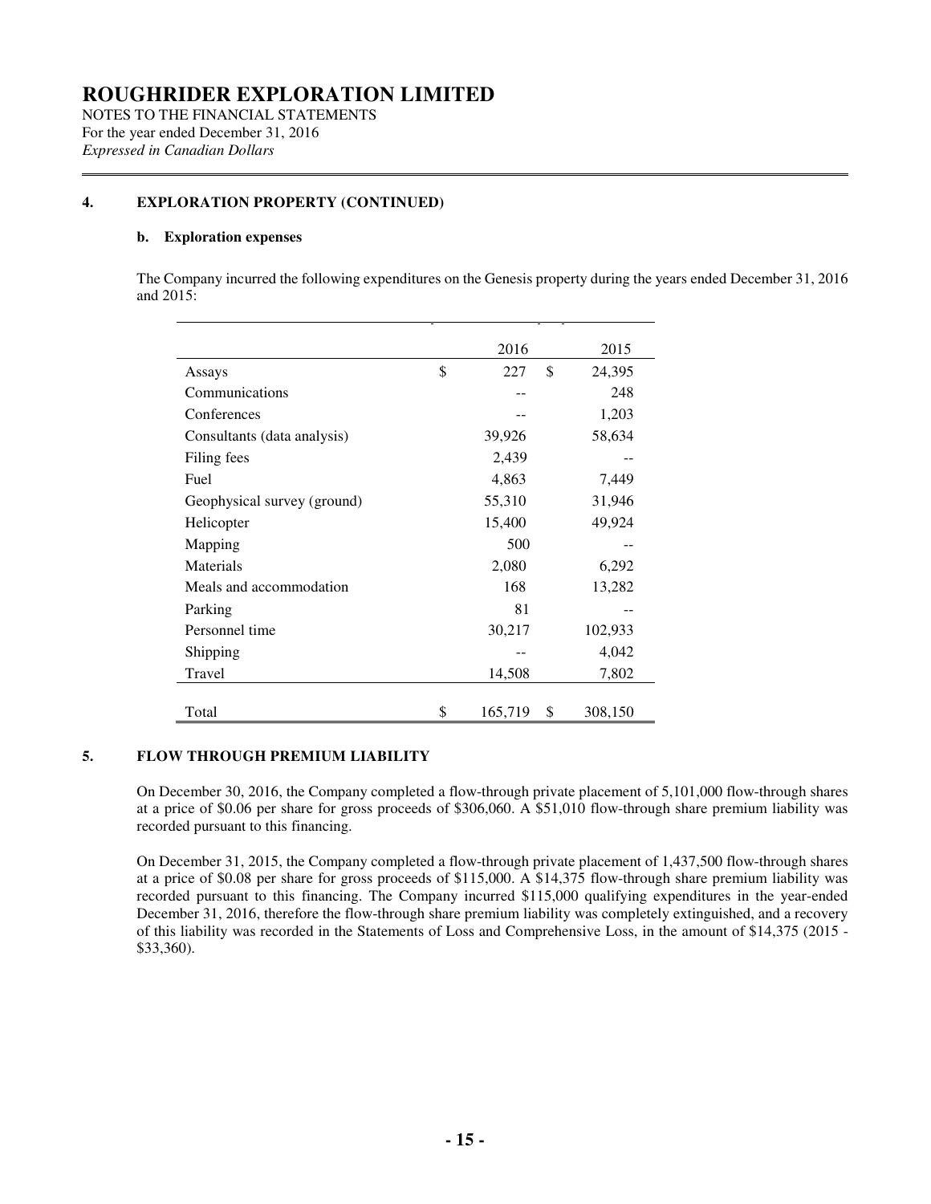# ROUGHRIDER EXPLORATION LIMITED

NOTES TO THE FINANCIAL STATEMENTS
For the year ended December 31, 2016
*Expressed in Canadian Dollars*

## 4. EXPLORATION PROPERTY (CONTINUED)

### b. Exploration expenses

The Company incurred the following expenditures on the Genesis property during the years ended December 31, 2016 and 2015:

| | 2016 | 2015 |
|---|---|---|
| Assays | $ 227 | $ 24,395 |
| Communications | -- | 248 |
| Conferences | -- | 1,203 |
| Consultants (data analysis) | 39,926 | 58,634 |
| Filing fees | 2,439 | -- |
| Fuel | 4,863 | 7,449 |
| Geophysical survey (ground) | 55,310 | 31,946 |
| Helicopter | 15,400 | 49,924 |
| Mapping | 500 | -- |
| Materials | 2,080 | 6,292 |
| Meals and accommodation | 168 | 13,282 |
| Parking | 81 | -- |
| Personnel time | 30,217 | 102,933 |
| Shipping | -- | 4,042 |
| Travel | 14,508 | 7,802 |
| Total | $ 165,719 | $ 308,150 |

## 5. FLOW THROUGH PREMIUM LIABILITY

On December 30, 2016, the Company completed a flow-through private placement of 5,101,000 flow-through shares at a price of $0.06 per share for gross proceeds of $306,060. A $51,010 flow-through share premium liability was recorded pursuant to this financing.

On December 31, 2015, the Company completed a flow-through private placement of 1,437,500 flow-through shares at a price of $0.08 per share for gross proceeds of $115,000. A $14,375 flow-through share premium liability was recorded pursuant to this financing. The Company incurred $115,000 qualifying expenditures in the year-ended December 31, 2016, therefore the flow-through share premium liability was completely extinguished, and a recovery of this liability was recorded in the Statements of Loss and Comprehensive Loss, in the amount of $14,375 (2015 - $33,360).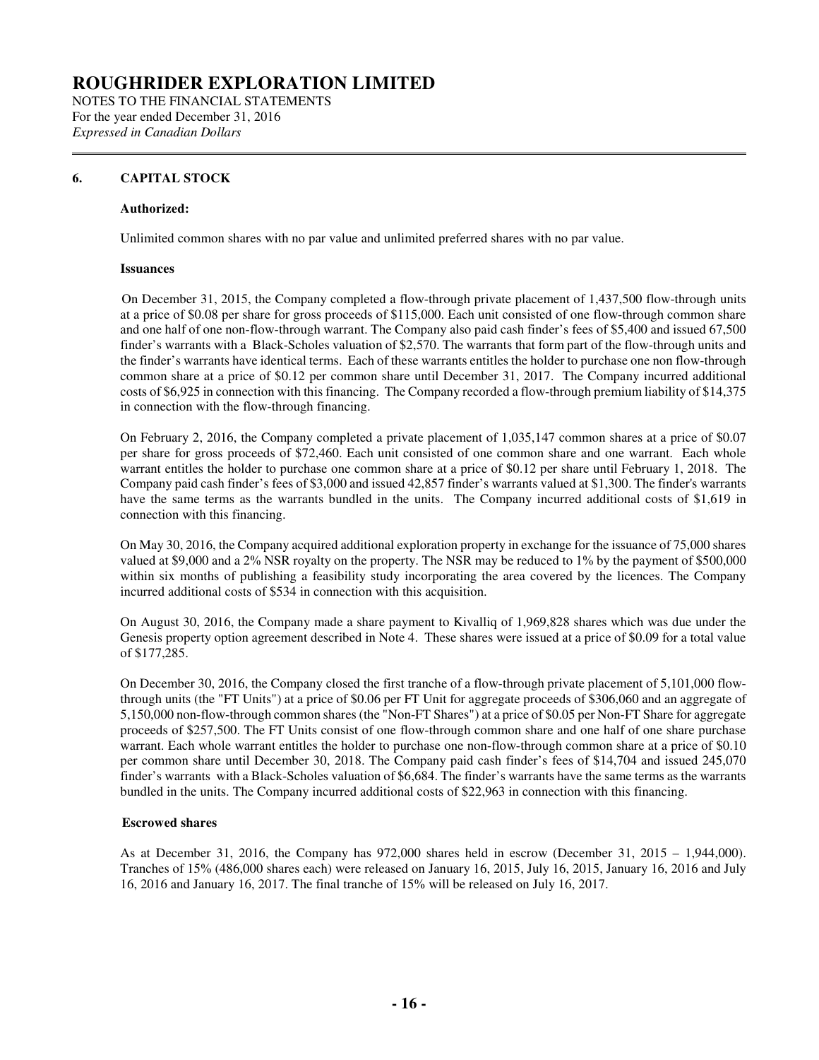# ROUGHRIDER EXPLORATION LIMITED

NOTES TO THE FINANCIAL STATEMENTS
For the year ended December 31, 2016
*Expressed in Canadian Dollars*

## 6. CAPITAL STOCK

**Authorized:**

Unlimited common shares with no par value and unlimited preferred shares with no par value.

**Issuances**

On December 31, 2015, the Company completed a flow-through private placement of 1,437,500 flow-through units at a price of $0.08 per share for gross proceeds of $115,000. Each unit consisted of one flow-through common share and one half of one non-flow-through warrant. The Company also paid cash finder's fees of $5,400 and issued 67,500 finder's warrants with a Black-Scholes valuation of $2,570. The warrants that form part of the flow-through units and the finder's warrants have identical terms. Each of these warrants entitles the holder to purchase one non flow-through common share at a price of $0.12 per common share until December 31, 2017. The Company incurred additional costs of $6,925 in connection with this financing. The Company recorded a flow-through premium liability of $14,375 in connection with the flow-through financing.

On February 2, 2016, the Company completed a private placement of 1,035,147 common shares at a price of $0.07 per share for gross proceeds of $72,460. Each unit consisted of one common share and one warrant. Each whole warrant entitles the holder to purchase one common share at a price of $0.12 per share until February 1, 2018. The Company paid cash finder's fees of $3,000 and issued 42,857 finder's warrants valued at $1,300. The finder's warrants have the same terms as the warrants bundled in the units. The Company incurred additional costs of $1,619 in connection with this financing.

On May 30, 2016, the Company acquired additional exploration property in exchange for the issuance of 75,000 shares valued at $9,000 and a 2% NSR royalty on the property. The NSR may be reduced to 1% by the payment of $500,000 within six months of publishing a feasibility study incorporating the area covered by the licences. The Company incurred additional costs of $534 in connection with this acquisition.

On August 30, 2016, the Company made a share payment to Kivalliq of 1,969,828 shares which was due under the Genesis property option agreement described in Note 4. These shares were issued at a price of $0.09 for a total value of $177,285.

On December 30, 2016, the Company closed the first tranche of a flow-through private placement of 5,101,000 flow-through units (the "FT Units") at a price of $0.06 per FT Unit for aggregate proceeds of $306,060 and an aggregate of 5,150,000 non-flow-through common shares (the "Non-FT Shares") at a price of $0.05 per Non-FT Share for aggregate proceeds of $257,500. The FT Units consist of one flow-through common share and one half of one share purchase warrant. Each whole warrant entitles the holder to purchase one non-flow-through common share at a price of $0.10 per common share until December 30, 2018. The Company paid cash finder's fees of $14,704 and issued 245,070 finder's warrants with a Black-Scholes valuation of $6,684. The finder's warrants have the same terms as the warrants bundled in the units. The Company incurred additional costs of $22,963 in connection with this financing.

**Escrowed shares**

As at December 31, 2016, the Company has 972,000 shares held in escrow (December 31, 2015 – 1,944,000). Tranches of 15% (486,000 shares each) were released on January 16, 2015, July 16, 2015, January 16, 2016 and July 16, 2016 and January 16, 2017. The final tranche of 15% will be released on July 16, 2017.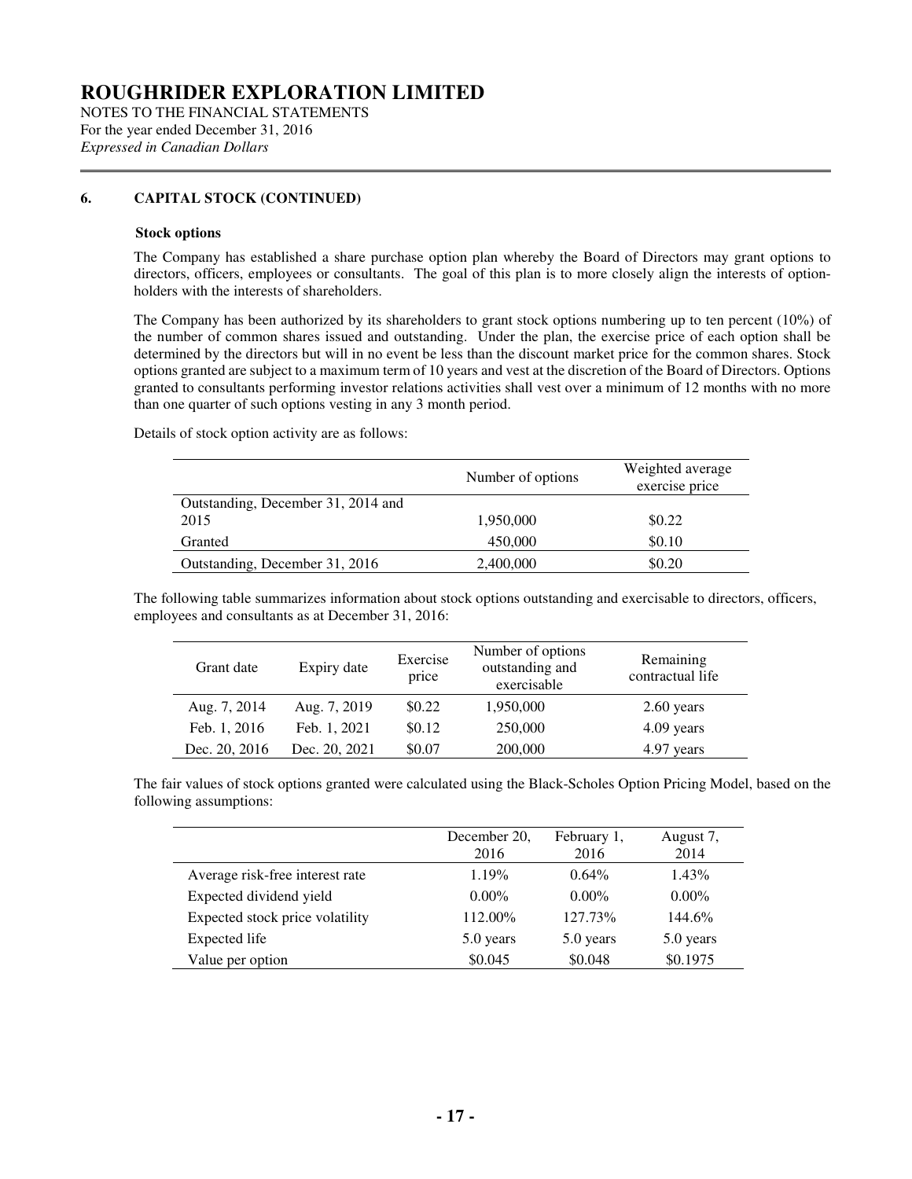# ROUGHRIDER EXPLORATION LIMITED

NOTES TO THE FINANCIAL STATEMENTS
For the year ended December 31, 2016
*Expressed in Canadian Dollars*

## 6. CAPITAL STOCK (CONTINUED)

### Stock options

The Company has established a share purchase option plan whereby the Board of Directors may grant options to directors, officers, employees or consultants. The goal of this plan is to more closely align the interests of option-holders with the interests of shareholders.

The Company has been authorized by its shareholders to grant stock options numbering up to ten percent (10%) of the number of common shares issued and outstanding. Under the plan, the exercise price of each option shall be determined by the directors but will in no event be less than the discount market price for the common shares. Stock options granted are subject to a maximum term of 10 years and vest at the discretion of the Board of Directors. Options granted to consultants performing investor relations activities shall vest over a minimum of 12 months with no more than one quarter of such options vesting in any 3 month period.

Details of stock option activity are as follows:

| | Number of options | Weighted average exercise price |
|---|---|---|
| Outstanding, December 31, 2014 and 2015 | 1,950,000 | $0.22 |
| Granted | 450,000 | $0.10 |
| Outstanding, December 31, 2016 | 2,400,000 | $0.20 |

The following table summarizes information about stock options outstanding and exercisable to directors, officers, employees and consultants as at December 31, 2016:

| Grant date | Expiry date | Exercise price | Number of options outstanding and exercisable | Remaining contractual life |
|---|---|---|---|---|
| Aug. 7, 2014 | Aug. 7, 2019 | $0.22 | 1,950,000 | 2.60 years |
| Feb. 1, 2016 | Feb. 1, 2021 | $0.12 | 250,000 | 4.09 years |
| Dec. 20, 2016 | Dec. 20, 2021 | $0.07 | 200,000 | 4.97 years |

The fair values of stock options granted were calculated using the Black-Scholes Option Pricing Model, based on the following assumptions:

| | December 20, 2016 | February 1, 2016 | August 7, 2014 |
|---|---|---|---|
| Average risk-free interest rate | 1.19% | 0.64% | 1.43% |
| Expected dividend yield | 0.00% | 0.00% | 0.00% |
| Expected stock price volatility | 112.00% | 127.73% | 144.6% |
| Expected life | 5.0 years | 5.0 years | 5.0 years |
| Value per option | $0.045 | $0.048 | $0.1975 |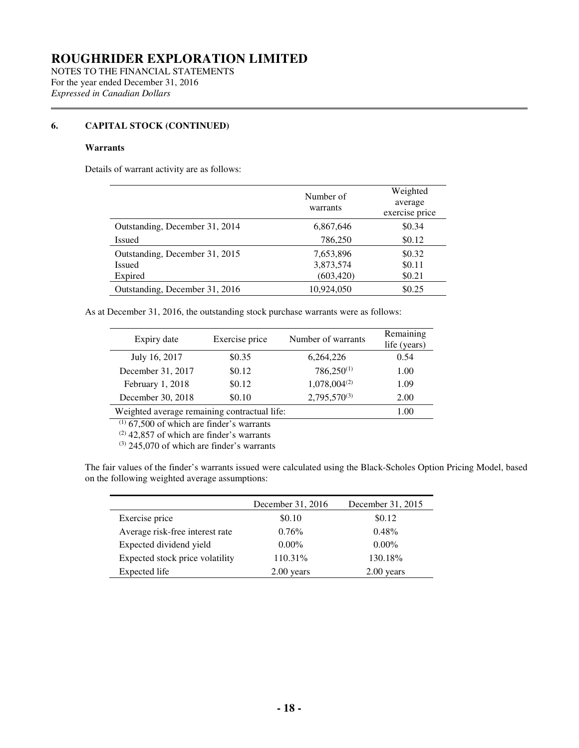### 6. CAPITAL STOCK (CONTINUED)

**Warrants**

Details of warrant activity are as follows:

| | Number of warrants | Weighted average exercise price |
|---|---|---|
| Outstanding, December 31, 2014 | 6,867,646 | \$0.34 |
| Issued | 786,250 | \$0.12 |
| Outstanding, December 31, 2015 | 7,653,896 | \$0.32 |
| Issued | 3,873,574 | \$0.11 |
| Expired | (603,420) | \$0.21 |
| Outstanding, December 31, 2016 | 10,924,050 | \$0.25 |

As at December 31, 2016, the outstanding stock purchase warrants were as follows:

| Expiry date | Exercise price | Number of warrants | Remaining life (years) |
|---|---|---|---|
| July 16, 2017 | \$0.35 | 6,264,226 | 0.54 |
| December 31, 2017 | \$0.12 | 786,250[1] | 1.00 |
| February 1, 2018 | \$0.12 | 1,078,004[2] | 1.09 |
| December 30, 2018 | \$0.10 | 2,795,570[3] | 2.00 |
| Weighted average remaining contractual life: | | | 1.00 |

[1] 67,500 of which are finder's warrants
[2] 42,857 of which are finder's warrants
[3] 245,070 of which are finder's warrants

The fair values of the finder's warrants issued were calculated using the Black-Scholes Option Pricing Model, based on the following weighted average assumptions:

| | December 31, 2016 | December 31, 2015 |
|---|---|---|
| Exercise price | \$0.10 | \$0.12 |
| Average risk-free interest rate | 0.76% | 0.48% |
| Expected dividend yield | 0.00% | 0.00% |
| Expected stock price volatility | 110.31% | 130.18% |
| Expected life | 2.00 years | 2.00 years |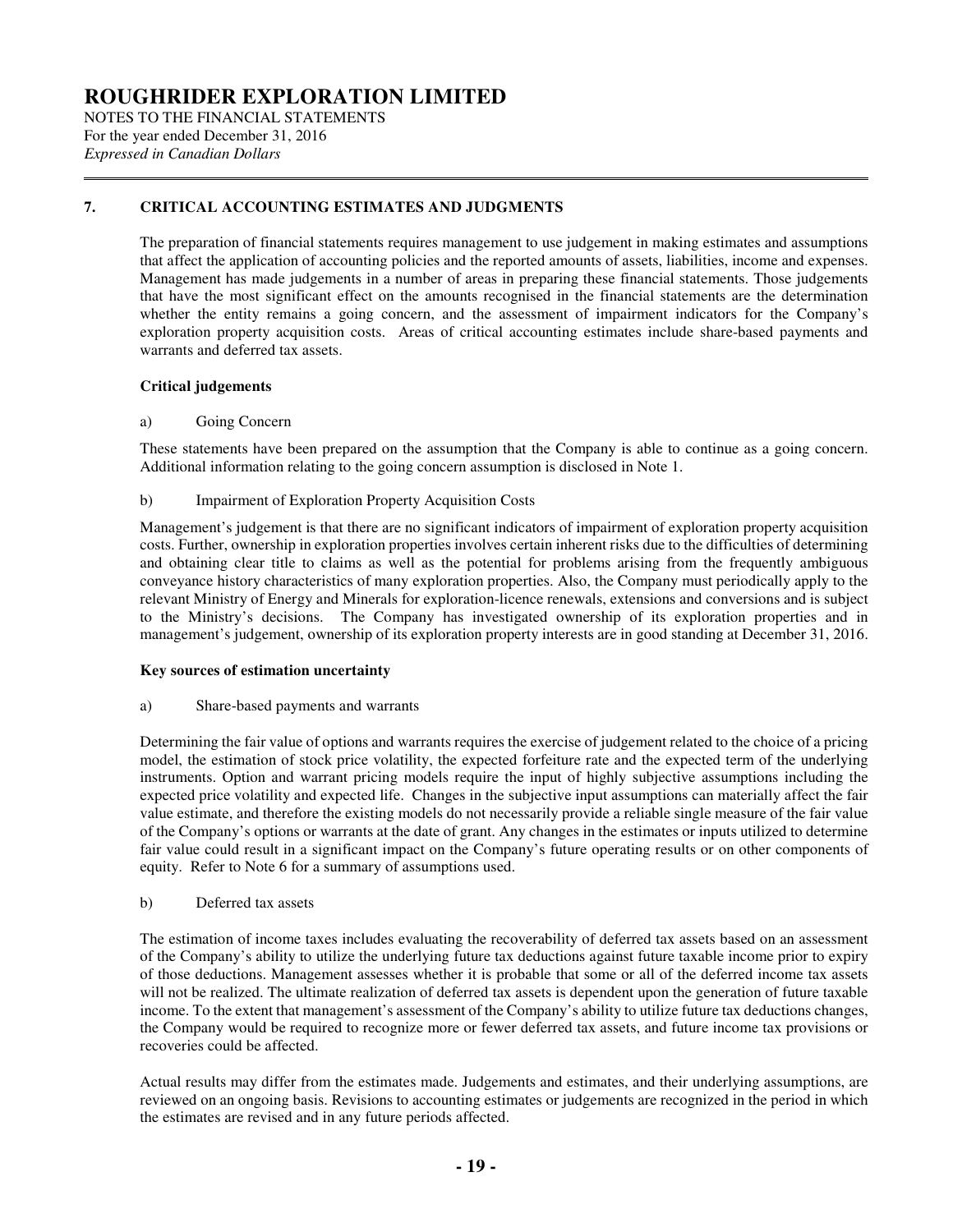## 7. CRITICAL ACCOUNTING ESTIMATES AND JUDGMENTS

The preparation of financial statements requires management to use judgement in making estimates and assumptions that affect the application of accounting policies and the reported amounts of assets, liabilities, income and expenses. Management has made judgements in a number of areas in preparing these financial statements. Those judgements that have the most significant effect on the amounts recognised in the financial statements are the determination whether the entity remains a going concern, and the assessment of impairment indicators for the Company's exploration property acquisition costs. Areas of critical accounting estimates include share-based payments and warrants and deferred tax assets.

**Critical judgements**

a) Going Concern

These statements have been prepared on the assumption that the Company is able to continue as a going concern. Additional information relating to the going concern assumption is disclosed in Note 1.

b) Impairment of Exploration Property Acquisition Costs

Management's judgement is that there are no significant indicators of impairment of exploration property acquisition costs. Further, ownership in exploration properties involves certain inherent risks due to the difficulties of determining and obtaining clear title to claims as well as the potential for problems arising from the frequently ambiguous conveyance history characteristics of many exploration properties. Also, the Company must periodically apply to the relevant Ministry of Energy and Minerals for exploration-licence renewals, extensions and conversions and is subject to the Ministry's decisions. The Company has investigated ownership of its exploration properties and in management's judgement, ownership of its exploration property interests are in good standing at December 31, 2016.

**Key sources of estimation uncertainty**

a) Share-based payments and warrants

Determining the fair value of options and warrants requires the exercise of judgement related to the choice of a pricing model, the estimation of stock price volatility, the expected forfeiture rate and the expected term of the underlying instruments. Option and warrant pricing models require the input of highly subjective assumptions including the expected price volatility and expected life. Changes in the subjective input assumptions can materially affect the fair value estimate, and therefore the existing models do not necessarily provide a reliable single measure of the fair value of the Company's options or warrants at the date of grant. Any changes in the estimates or inputs utilized to determine fair value could result in a significant impact on the Company's future operating results or on other components of equity. Refer to Note 6 for a summary of assumptions used.

b) Deferred tax assets

The estimation of income taxes includes evaluating the recoverability of deferred tax assets based on an assessment of the Company's ability to utilize the underlying future tax deductions against future taxable income prior to expiry of those deductions. Management assesses whether it is probable that some or all of the deferred income tax assets will not be realized. The ultimate realization of deferred tax assets is dependent upon the generation of future taxable income. To the extent that management's assessment of the Company's ability to utilize future tax deductions changes, the Company would be required to recognize more or fewer deferred tax assets, and future income tax provisions or recoveries could be affected.

Actual results may differ from the estimates made. Judgements and estimates, and their underlying assumptions, are reviewed on an ongoing basis. Revisions to accounting estimates or judgements are recognized in the period in which the estimates are revised and in any future periods affected.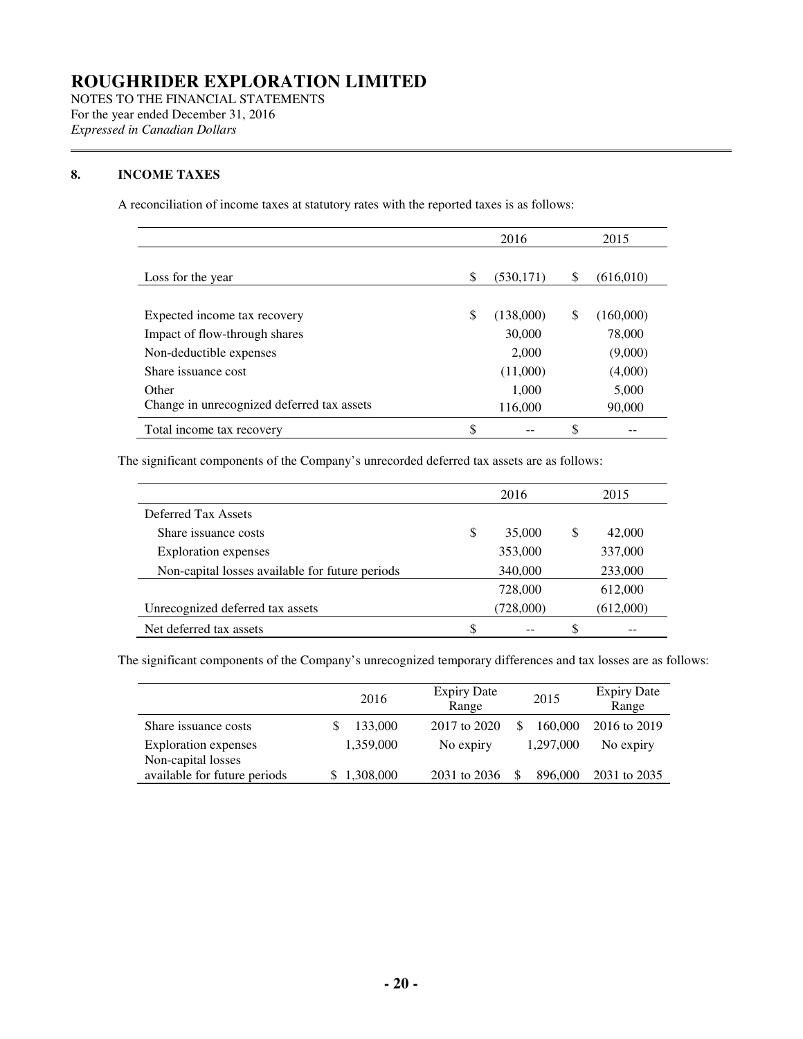# ROUGHRIDER EXPLORATION LIMITED

NOTES TO THE FINANCIAL STATEMENTS
For the year ended December 31, 2016
*Expressed in Canadian Dollars*

## 8. INCOME TAXES

A reconciliation of income taxes at statutory rates with the reported taxes is as follows:

| | 2016 | 2015 |
|---|---|---|
| Loss for the year | $ (530,171) | $ (616,010) |
| Expected income tax recovery | $ (138,000) | $ (160,000) |
| Impact of flow-through shares | 30,000 | 78,000 |
| Non-deductible expenses | 2,000 | (9,000) |
| Share issuance cost | (11,000) | (4,000) |
| Other | 1,000 | 5,000 |
| Change in unrecognized deferred tax assets | 116,000 | 90,000 |
| Total income tax recovery | $ -- | $ -- |

The significant components of the Company's unrecorded deferred tax assets are as follows:

| | 2016 | 2015 |
|---|---|---|
| Deferred Tax Assets | | |
| Share issuance costs | $ 35,000 | $ 42,000 |
| Exploration expenses | 353,000 | 337,000 |
| Non-capital losses available for future periods | 340,000 | 233,000 |
| | 728,000 | 612,000 |
| Unrecognized deferred tax assets | (728,000) | (612,000) |
| Net deferred tax assets | $ -- | $ -- |

The significant components of the Company's unrecognized temporary differences and tax losses are as follows:

| | 2016 | Expiry Date Range | 2015 | Expiry Date Range |
|---|---|---|---|---|
| Share issuance costs | $ 133,000 | 2017 to 2020 | $ 160,000 | 2016 to 2019 |
| Exploration expenses | 1,359,000 | No expiry | 1,297,000 | No expiry |
| Non-capital losses available for future periods | $ 1,308,000 | 2031 to 2036 | $ 896,000 | 2031 to 2035 |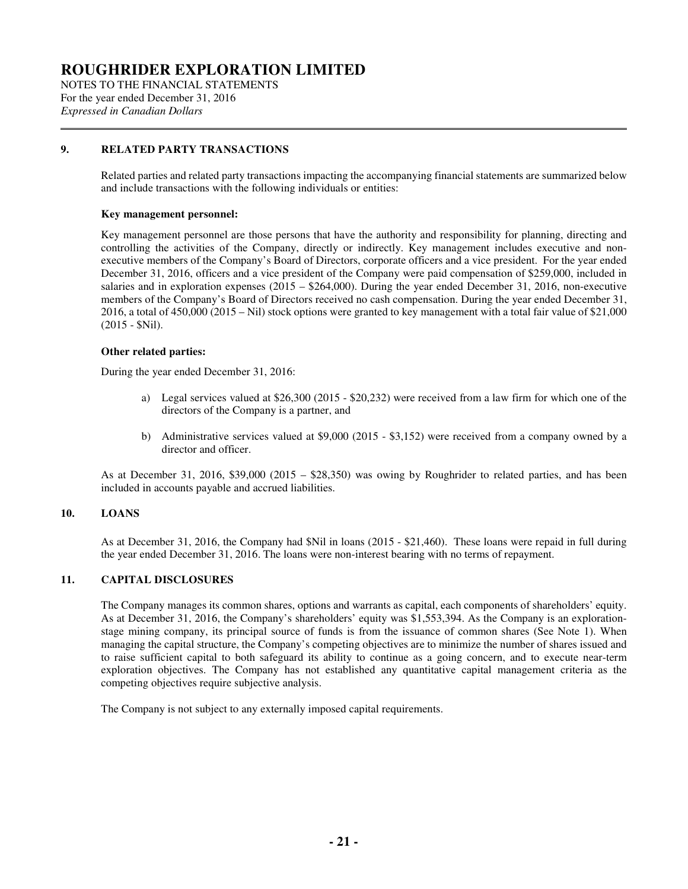# ROUGHRIDER EXPLORATION LIMITED

NOTES TO THE FINANCIAL STATEMENTS
For the year ended December 31, 2016
*Expressed in Canadian Dollars*

## 9. RELATED PARTY TRANSACTIONS

Related parties and related party transactions impacting the accompanying financial statements are summarized below and include transactions with the following individuals or entities:

**Key management personnel:**

Key management personnel are those persons that have the authority and responsibility for planning, directing and controlling the activities of the Company, directly or indirectly. Key management includes executive and non-executive members of the Company's Board of Directors, corporate officers and a vice president. For the year ended December 31, 2016, officers and a vice president of the Company were paid compensation of $259,000, included in salaries and in exploration expenses (2015 – $264,000). During the year ended December 31, 2016, non-executive members of the Company's Board of Directors received no cash compensation. During the year ended December 31, 2016, a total of 450,000 (2015 – Nil) stock options were granted to key management with a total fair value of $21,000 (2015 - $Nil).

**Other related parties:**

During the year ended December 31, 2016:

a) Legal services valued at $26,300 (2015 - $20,232) were received from a law firm for which one of the directors of the Company is a partner, and

b) Administrative services valued at $9,000 (2015 - $3,152) were received from a company owned by a director and officer.

As at December 31, 2016, $39,000 (2015 – $28,350) was owing by Roughrider to related parties, and has been included in accounts payable and accrued liabilities.

## 10. LOANS

As at December 31, 2016, the Company had $Nil in loans (2015 - $21,460). These loans were repaid in full during the year ended December 31, 2016. The loans were non-interest bearing with no terms of repayment.

## 11. CAPITAL DISCLOSURES

The Company manages its common shares, options and warrants as capital, each components of shareholders' equity. As at December 31, 2016, the Company's shareholders' equity was $1,553,394. As the Company is an exploration-stage mining company, its principal source of funds is from the issuance of common shares (See Note 1). When managing the capital structure, the Company's competing objectives are to minimize the number of shares issued and to raise sufficient capital to both safeguard its ability to continue as a going concern, and to execute near-term exploration objectives. The Company has not established any quantitative capital management criteria as the competing objectives require subjective analysis.

The Company is not subject to any externally imposed capital requirements.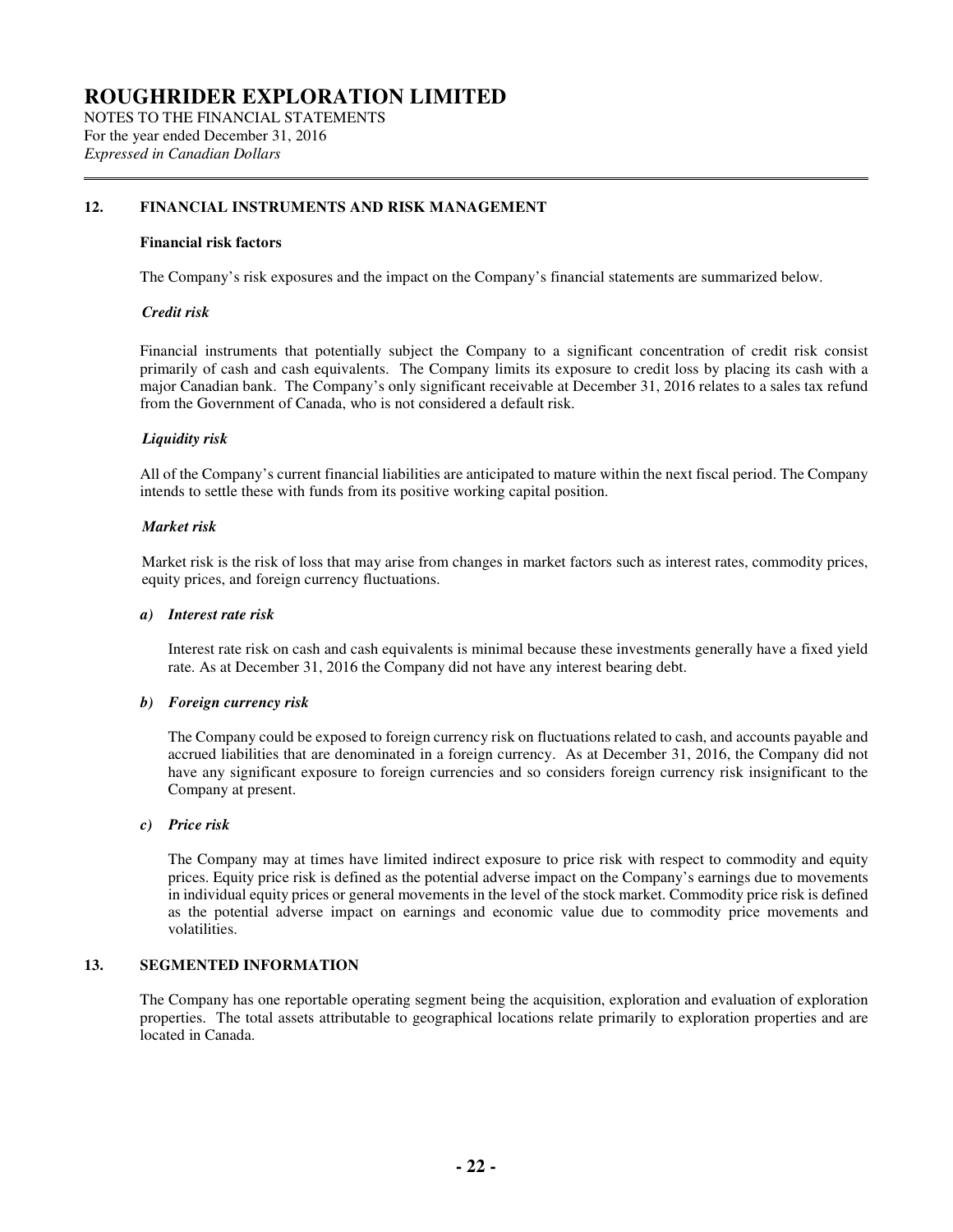## 12. FINANCIAL INSTRUMENTS AND RISK MANAGEMENT

**Financial risk factors**

The Company's risk exposures and the impact on the Company's financial statements are summarized below.

***Credit risk***

Financial instruments that potentially subject the Company to a significant concentration of credit risk consist primarily of cash and cash equivalents. The Company limits its exposure to credit loss by placing its cash with a major Canadian bank. The Company's only significant receivable at December 31, 2016 relates to a sales tax refund from the Government of Canada, who is not considered a default risk.

***Liquidity risk***

All of the Company's current financial liabilities are anticipated to mature within the next fiscal period. The Company intends to settle these with funds from its positive working capital position.

***Market risk***

Market risk is the risk of loss that may arise from changes in market factors such as interest rates, commodity prices, equity prices, and foreign currency fluctuations.

***a) Interest rate risk***

Interest rate risk on cash and cash equivalents is minimal because these investments generally have a fixed yield rate. As at December 31, 2016 the Company did not have any interest bearing debt.

***b) Foreign currency risk***

The Company could be exposed to foreign currency risk on fluctuations related to cash, and accounts payable and accrued liabilities that are denominated in a foreign currency. As at December 31, 2016, the Company did not have any significant exposure to foreign currencies and so considers foreign currency risk insignificant to the Company at present.

***c) Price risk***

The Company may at times have limited indirect exposure to price risk with respect to commodity and equity prices. Equity price risk is defined as the potential adverse impact on the Company's earnings due to movements in individual equity prices or general movements in the level of the stock market. Commodity price risk is defined as the potential adverse impact on earnings and economic value due to commodity price movements and volatilities.

## 13. SEGMENTED INFORMATION

The Company has one reportable operating segment being the acquisition, exploration and evaluation of exploration properties. The total assets attributable to geographical locations relate primarily to exploration properties and are located in Canada.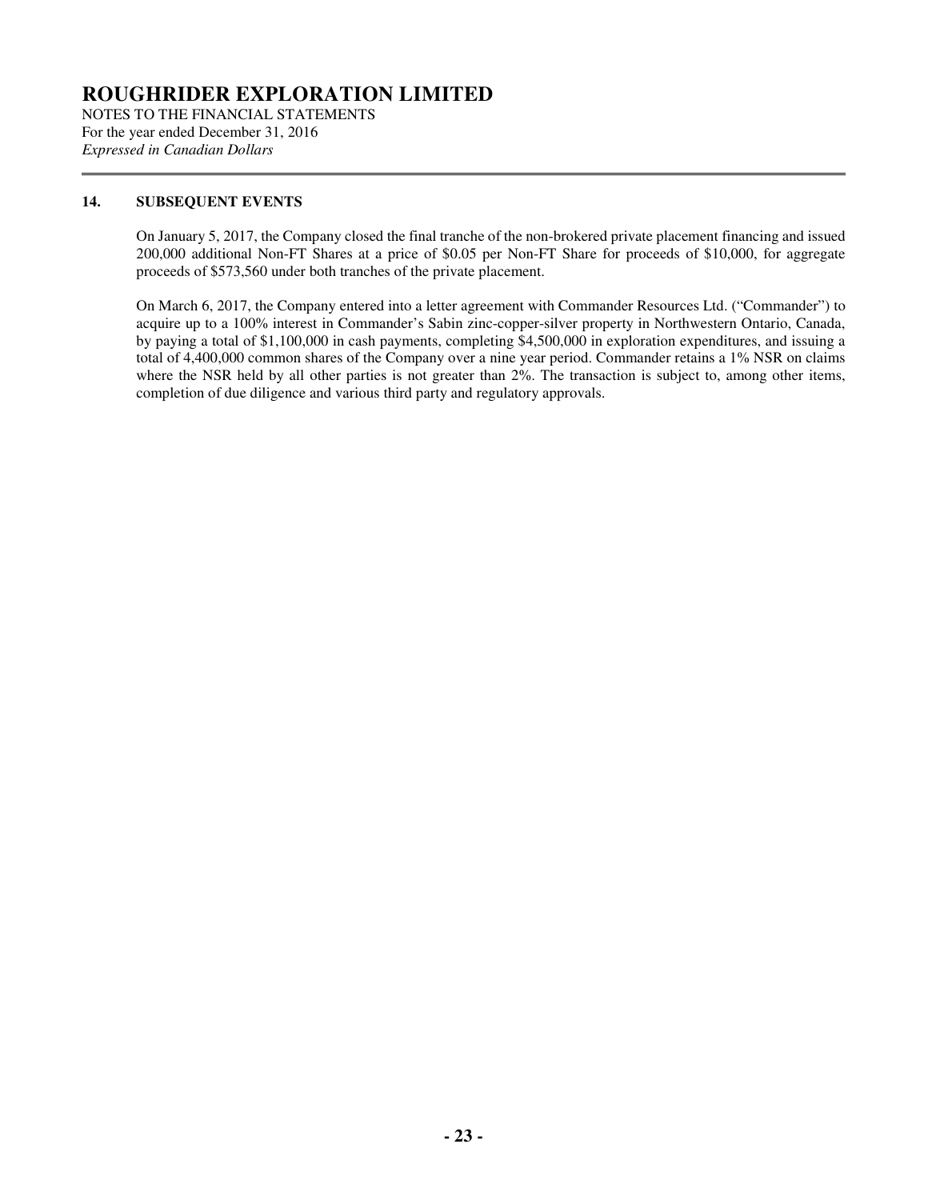# ROUGHRIDER EXPLORATION LIMITED

NOTES TO THE FINANCIAL STATEMENTS
For the year ended December 31, 2016
*Expressed in Canadian Dollars*

## 14. SUBSEQUENT EVENTS

On January 5, 2017, the Company closed the final tranche of the non-brokered private placement financing and issued 200,000 additional Non-FT Shares at a price of $0.05 per Non-FT Share for proceeds of $10,000, for aggregate proceeds of $573,560 under both tranches of the private placement.

On March 6, 2017, the Company entered into a letter agreement with Commander Resources Ltd. ("Commander") to acquire up to a 100% interest in Commander's Sabin zinc-copper-silver property in Northwestern Ontario, Canada, by paying a total of $1,100,000 in cash payments, completing $4,500,000 in exploration expenditures, and issuing a total of 4,400,000 common shares of the Company over a nine year period. Commander retains a 1% NSR on claims where the NSR held by all other parties is not greater than 2%. The transaction is subject to, among other items, completion of due diligence and various third party and regulatory approvals.